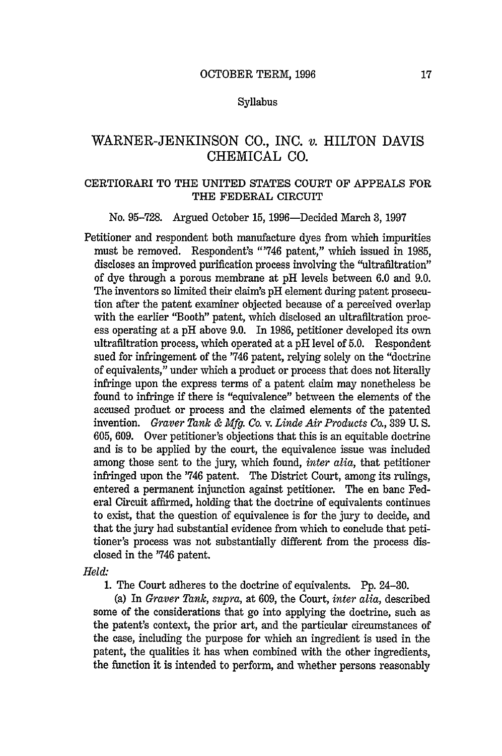Syllabus

# WARNER-JENKINSON CO., INC. *v.* HILTON DAVIS CHEMICAL CO.

## CERTIORARI TO THE UNITED STATES COURT OF APPEALS FOR THE FEDERAL CIRCUIT

No. 95-728. Argued October 15, 1996—Decided March 3, 1997

Petitioner and respondent both manufacture dyes from which impurities must be removed. Respondent's "'746 patent," which issued in 1985, discloses an improved purification process involving the "ultrafiltration" of dye through a porous membrane at pH levels between 6.0 and 9.0. The inventors so limited their claim's pH element during patent prosecution after the patent examiner objected because of a perceived overlap with the earlier "Booth" patent, which disclosed an ultrafiltration process operating at a pH above 9.0. In 1986, petitioner developed its own ultrafiltration process, which operated at a pH level of 5.0. Respondent sued for infringement of the '746 patent, relying solely on the "doctrine of equivalents," under which a product or process that does not literally infringe upon the express terms of a patent claim may nonetheless be found to infringe if there is "equivalence" between the elements of the accused product or process and the claimed elements of the patented invention. *Graver Tank & Mfg. Co.* v. *Linde Air Products Co.,* 339 U. S. 605, 609. Over petitioner's objections that this is an equitable doctrine and is to be applied by the court, the equivalence issue was included among those sent to the jury, which found, *inter alia,* that petitioner infringed upon the '746 patent. The District Court, among its rulings, entered a permanent injunction against petitioner. The en banc Federal Circuit affirmed, holding that the doctrine of equivalents continues to exist, that the question of equivalence is for the jury to decide, and that the jury had substantial evidence from which to conclude that petitioner's process was not substantially different from the process disclosed in the '746 patent.

*Held:*

1. The Court adheres to the doctrine of equivalents. Pp. 24–30.

(a) In *Graver Tank, supra,* at 609, the Court, *inter alia,* described some of the considerations that go into applying the doctrine, such as the patent's context, the prior art, and the particular circumstances of the case, including the purpose for which an ingredient is used in the patent, the qualities it has when combined with the other ingredients, the function it is intended to perform, and whether persons reasonably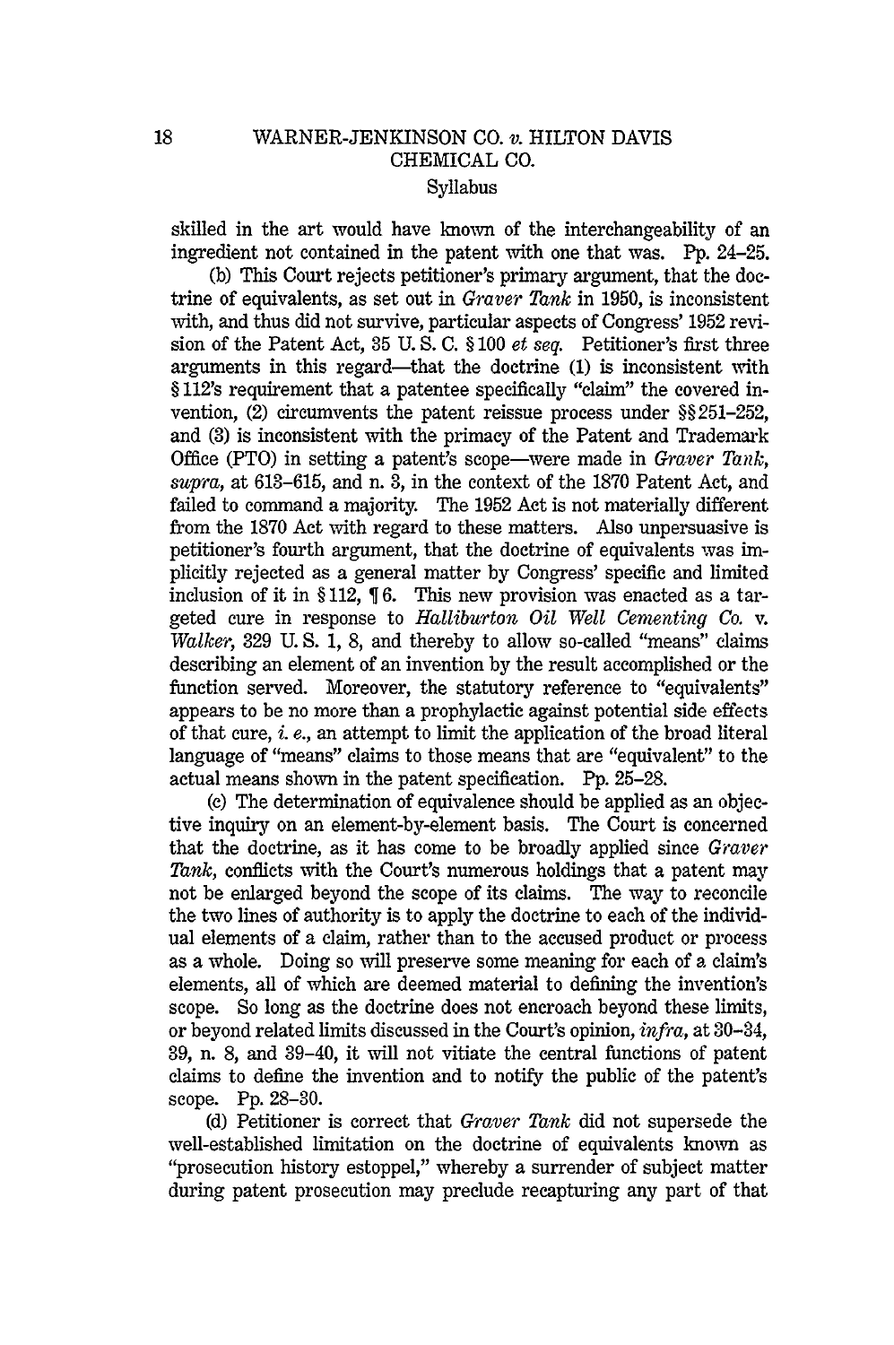skilled in the art would have known of the interchangeability of an ingredient not contained in the patent with one that was. Pp. 24–25.

(b) This Court rejects petitioner's primary argument, that the doctrine of equivalents, as set out in *Graver Tank* in 1950, is inconsistent with, and thus did not survive, particular aspects of Congress' 1952 revision of the Patent Act, 35 U. S. C. § 100 *et seq.* Petitioner's first three arguments in this regard—that the doctrine (1) is inconsistent with § 112's requirement that a patentee specifically "claim" the covered invention, (2) circumvents the patent reissue process under §§ 251–252, and (3) is inconsistent with the primacy of the Patent and Trademark Office (PTO) in setting a patent's scope—were made in *Graver Tank, supra,* at 613–615, and n. 3, in the context of the 1870 Patent Act, and failed to command a majority. The 1952 Act is not materially different from the 1870 Act with regard to these matters. Also unpersuasive is petitioner's fourth argument, that the doctrine of equivalents was implicitly rejected as a general matter by Congress' specific and limited inclusion of it in § 112, ¶ 6. This new provision was enacted as a targeted cure in response to *Halliburton Oil Well Cementing Co.* v. *Walker,* 329 U. S. 1, 8, and thereby to allow so-called "means" claims describing an element of an invention by the result accomplished or the function served. Moreover, the statutory reference to "equivalents" appears to be no more than a prophylactic against potential side effects of that cure, *i. e.,* an attempt to limit the application of the broad literal language of "means" claims to those means that are "equivalent" to the actual means shown in the patent specification. Pp. 25–28.

(c) The determination of equivalence should be applied as an objective inquiry on an element-by-element basis. The Court is concerned that the doctrine, as it has come to be broadly applied since *Graver Tank,* conflicts with the Court's numerous holdings that a patent may not be enlarged beyond the scope of its claims. The way to reconcile the two lines of authority is to apply the doctrine to each of the individual elements of a claim, rather than to the accused product or process as a whole. Doing so will preserve some meaning for each of a claim's elements, all of which are deemed material to defining the invention's scope. So long as the doctrine does not encroach beyond these limits, or beyond related limits discussed in the Court's opinion, *infra,* at 30–34, 39, n. 8, and 39–40, it will not vitiate the central functions of patent claims to define the invention and to notify the public of the patent's scope. Pp. 28–30.

(d) Petitioner is correct that *Graver Tank* did not supersede the well-established limitation on the doctrine of equivalents known as "prosecution history estoppel," whereby a surrender of subject matter during patent prosecution may preclude recapturing any part of that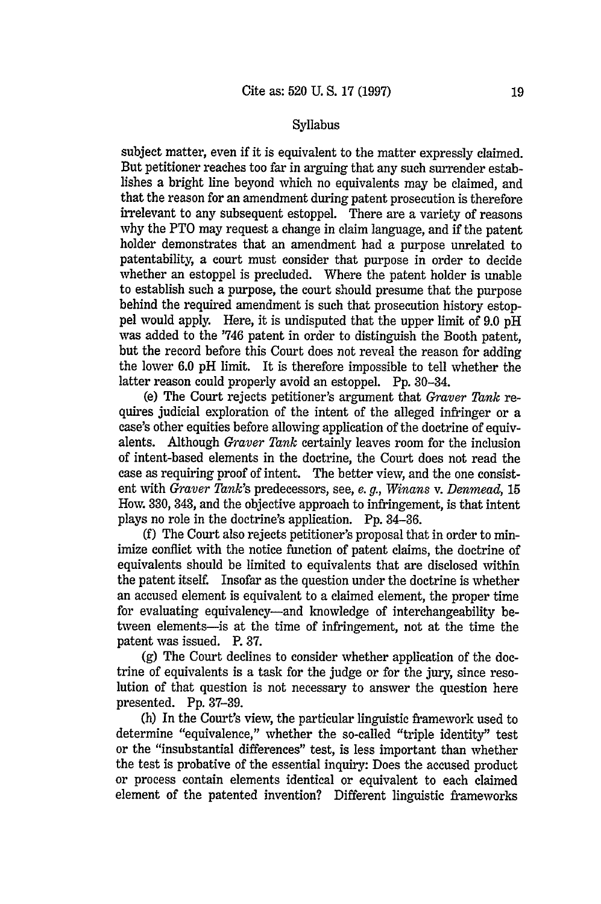Syllabus

subject matter, even if it is equivalent to the matter expressly claimed. But petitioner reaches too far in arguing that any such surrender establishes a bright line beyond which no equivalents may be claimed, and that the reason for an amendment during patent prosecution is therefore irrelevant to any subsequent estoppel. There are a variety of reasons why the PTO may request a change in claim language, and if the patent holder demonstrates that an amendment had a purpose unrelated to patentability, a court must consider that purpose in order to decide whether an estoppel is precluded. Where the patent holder is unable to establish such a purpose, the court should presume that the purpose behind the required amendment is such that prosecution history estoppel would apply. Here, it is undisputed that the upper limit of 9.0 pH was added to the '746 patent in order to distinguish the Booth patent, but the record before this Court does not reveal the reason for adding the lower 6.0 pH limit. It is therefore impossible to tell whether the latter reason could properly avoid an estoppel. Pp. 30–34.

(e) The Court rejects petitioner's argument that *Graver Tank* requires judicial exploration of the intent of the alleged infringer or a case's other equities before allowing application of the doctrine of equivalents. Although *Graver Tank* certainly leaves room for the inclusion of intent-based elements in the doctrine, the Court does not read the case as requiring proof of intent. The better view, and the one consistent with *Graver Tank*'s predecessors, see, *e. g., Winans* v. *Denmead*, 15 How. 330, 343, and the objective approach to infringement, is that intent plays no role in the doctrine's application. Pp. 34–36.

(f) The Court also rejects petitioner's proposal that in order to minimize conflict with the notice function of patent claims, the doctrine of equivalents should be limited to equivalents that are disclosed within the patent itself. Insofar as the question under the doctrine is whether an accused element is equivalent to a claimed element, the proper time for evaluating equivalency—and knowledge of interchangeability between elements—is at the time of infringement, not at the time the patent was issued. P. 37.

(g) The Court declines to consider whether application of the doctrine of equivalents is a task for the judge or for the jury, since resolution of that question is not necessary to answer the question here presented. Pp. 37–39.

(h) In the Court's view, the particular linguistic framework used to determine "equivalence," whether the so-called "triple identity" test or the "insubstantial differences" test, is less important than whether the test is probative of the essential inquiry: Does the accused product or process contain elements identical or equivalent to each claimed element of the patented invention? Different linguistic frameworks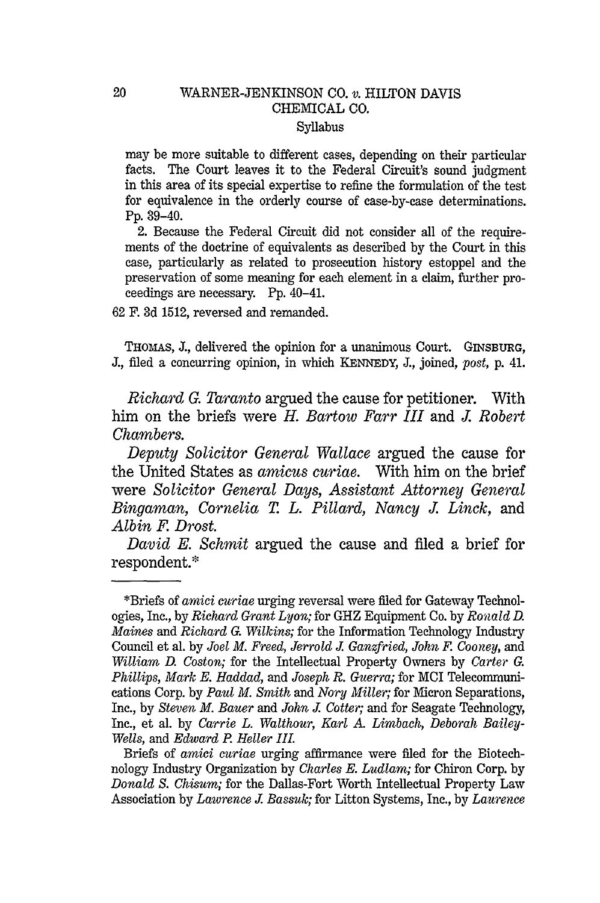may be more suitable to different cases, depending on their particular facts. The Court leaves it to the Federal Circuit's sound judgment in this area of its special expertise to refine the formulation of the test for equivalence in the orderly course of case-by-case determinations. Pp. 39–40.

2. Because the Federal Circuit did not consider all of the requirements of the doctrine of equivalents as described by the Court in this case, particularly as related to prosecution history estoppel and the preservation of some meaning for each element in a claim, further proceedings are necessary. Pp. 40–41.

62 F. 3d 1512, reversed and remanded.

THOMAS, J., delivered the opinion for a unanimous Court. GINSBURG, J., filed a concurring opinion, in which KENNEDY, J., joined, *post*, p. 41.

*Richard G. Taranto* argued the cause for petitioner. With him on the briefs were *H. Bartow Farr III* and *J. Robert Chambers.*

*Deputy Solicitor General Wallace* argued the cause for the United States as *amicus curiae.* With him on the brief were *Solicitor General Days, Assistant Attorney General Bingaman, Cornelia T. L. Pillard, Nancy J. Linck,* and *Albin F. Drost.*

*David E. Schmit* argued the cause and filed a brief for respondent.*

---

*Briefs of *amici curiae* urging reversal were filed for Gateway Technologies, Inc., by *Richard Grant Lyon;* for GHZ Equipment Co. by *Ronald D. Maines* and *Richard G. Wilkins;* for the Information Technology Industry Council et al. by *Joel M. Freed, Jerrold J. Ganzfried, John F. Cooney,* and *William D. Coston;* for the Intellectual Property Owners by *Carter G. Phillips, Mark E. Haddad,* and *Joseph R. Guerra;* for MCI Telecommunications Corp. by *Paul M. Smith* and *Nory Miller;* for Micron Separations, Inc., by *Steven M. Bauer* and *John J. Cotter;* and for Seagate Technology, Inc., et al. by *Carrie L. Walthour, Karl A. Limbach, Deborah Bailey-Wells,* and *Edward P. Heller III.*

Briefs of *amici curiae* urging affirmance were filed for the Biotechnology Industry Organization by *Charles E. Ludlam;* for Chiron Corp. by *Donald S. Chisum;* for the Dallas-Fort Worth Intellectual Property Law Association by *Lawrence J. Bassuk;* for Litton Systems, Inc., by *Laurence*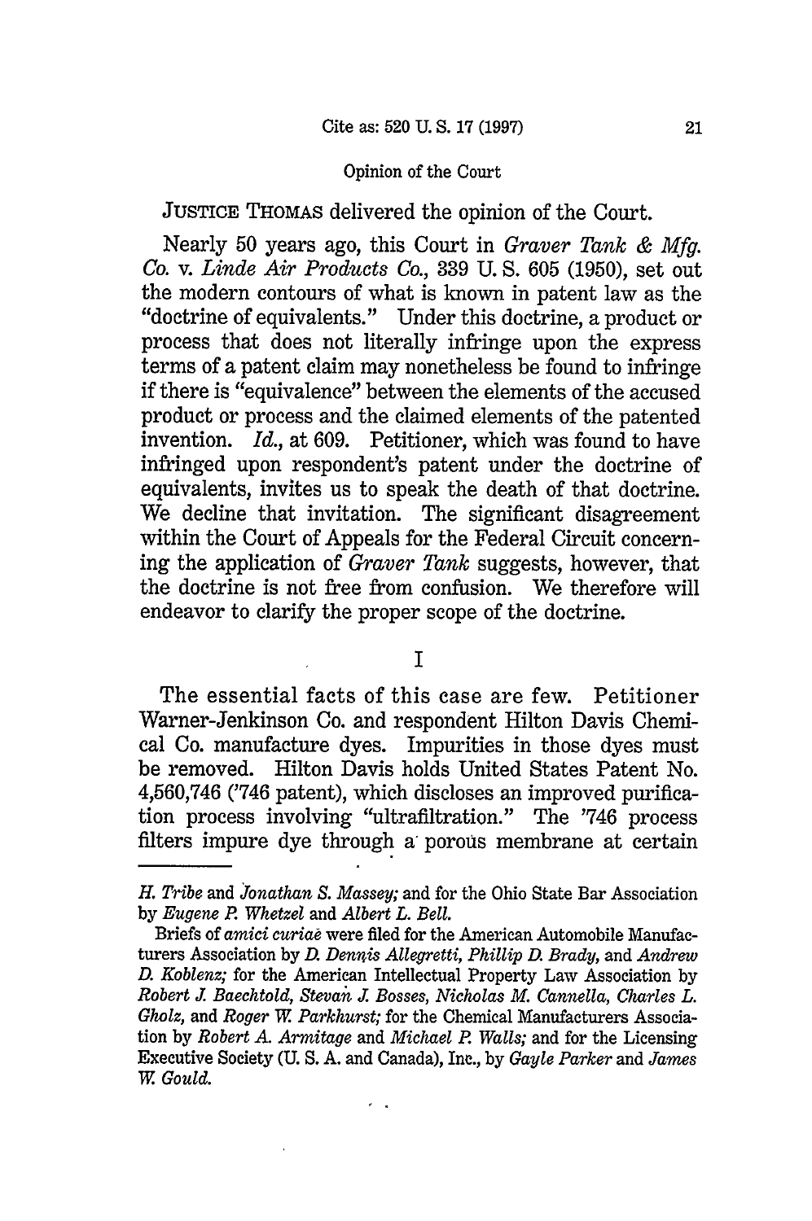Opinion of the Court

JUSTICE THOMAS delivered the opinion of the Court.

Nearly 50 years ago, this Court in *Graver Tank & Mfg. Co.* v. *Linde Air Products Co.*, 339 U. S. 605 (1950), set out the modern contours of what is known in patent law as the "doctrine of equivalents." Under this doctrine, a product or process that does not literally infringe upon the express terms of a patent claim may nonetheless be found to infringe if there is "equivalence" between the elements of the accused product or process and the claimed elements of the patented invention. *Id.*, at 609. Petitioner, which was found to have infringed upon respondent's patent under the doctrine of equivalents, invites us to speak the death of that doctrine. We decline that invitation. The significant disagreement within the Court of Appeals for the Federal Circuit concerning the application of *Graver Tank* suggests, however, that the doctrine is not free from confusion. We therefore will endeavor to clarify the proper scope of the doctrine.

## I

The essential facts of this case are few. Petitioner Warner-Jenkinson Co. and respondent Hilton Davis Chemical Co. manufacture dyes. Impurities in those dyes must be removed. Hilton Davis holds United States Patent No. 4,560,746 ('746 patent), which discloses an improved purification process involving "ultrafiltration." The '746 process filters impure dye through a porous membrane at certain

---

*H. Tribe* and *Jonathan S. Massey;* and for the Ohio State Bar Association by *Eugene P. Whetzel* and *Albert L. Bell.*

Briefs of *amici curiae* were filed for the American Automobile Manufacturers Association by *D. Dennis Allegretti, Phillip D. Brady,* and *Andrew D. Koblenz;* for the American Intellectual Property Law Association by *Robert J. Baechtold, Stevan J. Bosses, Nicholas M. Cannella, Charles L. Gholz,* and *Roger W. Parkhurst;* for the Chemical Manufacturers Association by *Robert A. Armitage* and *Michael P. Walls;* and for the Licensing Executive Society (U. S. A. and Canada), Inc., by *Gayle Parker* and *James W. Gould.*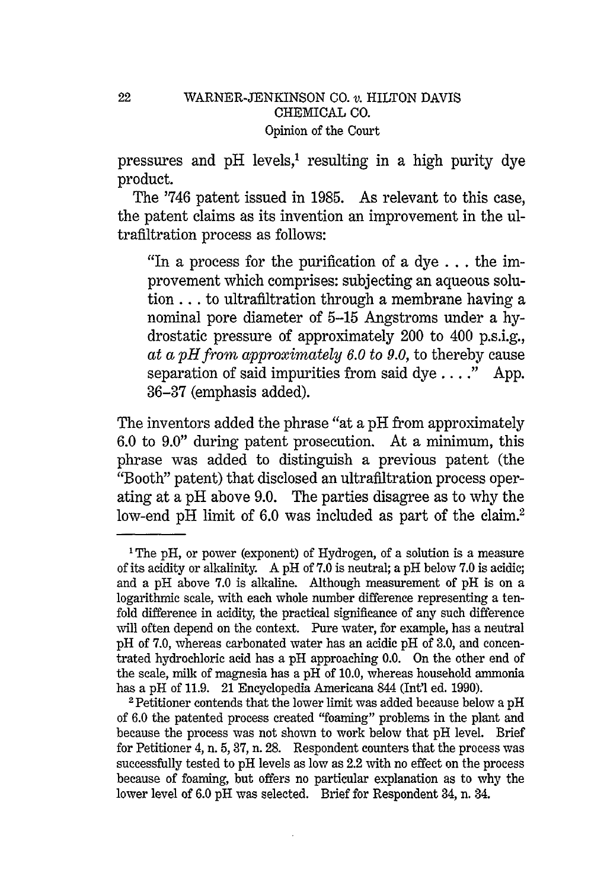pressures and pH levels,[1] resulting in a high purity dye product.

The '746 patent issued in 1985. As relevant to this case, the patent claims as its invention an improvement in the ultrafiltration process as follows:

> "In a process for the purification of a dye . . . the improvement which comprises: subjecting an aqueous solution . . . to ultrafiltration through a membrane having a nominal pore diameter of 5–15 Angstroms under a hydrostatic pressure of approximately 200 to 400 p.s.i.g., *at a pH from approximately 6.0 to 9.0*, to thereby cause separation of said impurities from said dye . . . ." App. 36–37 (emphasis added).

The inventors added the phrase "at a pH from approximately 6.0 to 9.0" during patent prosecution. At a minimum, this phrase was added to distinguish a previous patent (the "Booth" patent) that disclosed an ultrafiltration process operating at a pH above 9.0. The parties disagree as to why the low-end pH limit of 6.0 was included as part of the claim.[2]

---

[1] The pH, or power (exponent) of Hydrogen, of a solution is a measure of its acidity or alkalinity. A pH of 7.0 is neutral; a pH below 7.0 is acidic; and a pH above 7.0 is alkaline. Although measurement of pH is on a logarithmic scale, with each whole number difference representing a ten-fold difference in acidity, the practical significance of any such difference will often depend on the context. Pure water, for example, has a neutral pH of 7.0, whereas carbonated water has an acidic pH of 3.0, and concentrated hydrochloric acid has a pH approaching 0.0. On the other end of the scale, milk of magnesia has a pH of 10.0, whereas household ammonia has a pH of 11.9. 21 Encyclopedia Americana 844 (Int'l ed. 1990).

[2] Petitioner contends that the lower limit was added because below a pH of 6.0 the patented process created "foaming" problems in the plant and because the process was not shown to work below that pH level. Brief for Petitioner 4, n. 5, 37, n. 28. Respondent counters that the process was successfully tested to pH levels as low as 2.2 with no effect on the process because of foaming, but offers no particular explanation as to why the lower level of 6.0 pH was selected. Brief for Respondent 34, n. 34.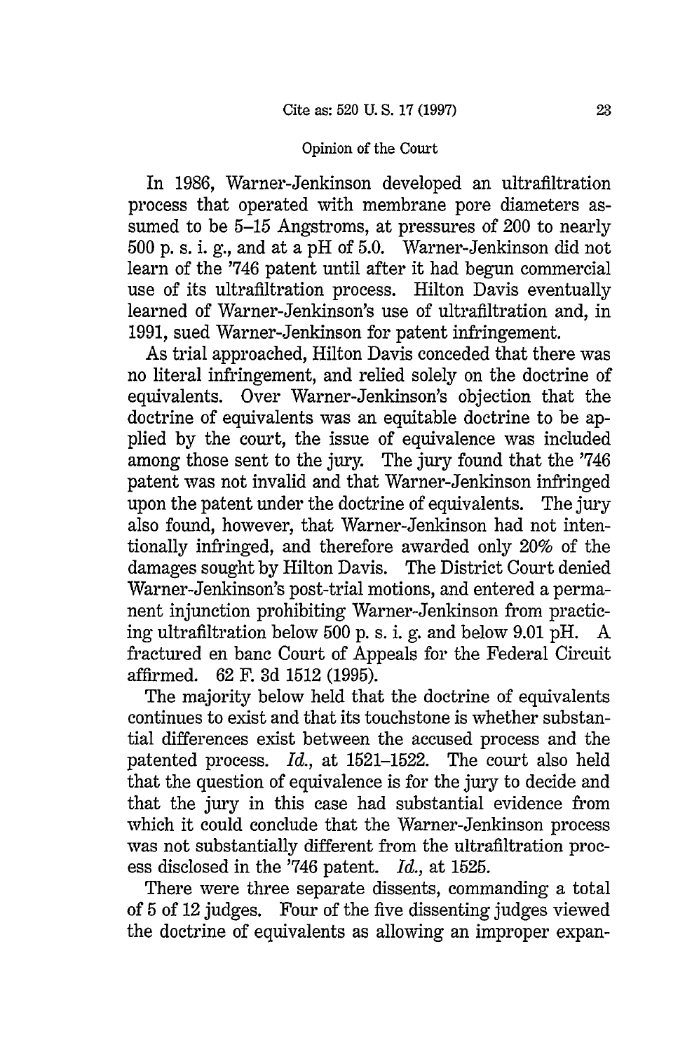In 1986, Warner-Jenkinson developed an ultrafiltration process that operated with membrane pore diameters assumed to be 5–15 Angstroms, at pressures of 200 to nearly 500 p. s. i. g., and at a pH of 5.0. Warner-Jenkinson did not learn of the '746 patent until after it had begun commercial use of its ultrafiltration process. Hilton Davis eventually learned of Warner-Jenkinson's use of ultrafiltration and, in 1991, sued Warner-Jenkinson for patent infringement.

As trial approached, Hilton Davis conceded that there was no literal infringement, and relied solely on the doctrine of equivalents. Over Warner-Jenkinson's objection that the doctrine of equivalents was an equitable doctrine to be applied by the court, the issue of equivalence was included among those sent to the jury. The jury found that the '746 patent was not invalid and that Warner-Jenkinson infringed upon the patent under the doctrine of equivalents. The jury also found, however, that Warner-Jenkinson had not intentionally infringed, and therefore awarded only 20% of the damages sought by Hilton Davis. The District Court denied Warner-Jenkinson's post-trial motions, and entered a permanent injunction prohibiting Warner-Jenkinson from practicing ultrafiltration below 500 p. s. i. g. and below 9.01 pH. A fractured en banc Court of Appeals for the Federal Circuit affirmed. 62 F. 3d 1512 (1995).

The majority below held that the doctrine of equivalents continues to exist and that its touchstone is whether substantial differences exist between the accused process and the patented process. *Id.*, at 1521–1522. The court also held that the question of equivalence is for the jury to decide and that the jury in this case had substantial evidence from which it could conclude that the Warner-Jenkinson process was not substantially different from the ultrafiltration process disclosed in the '746 patent. *Id.*, at 1525.

There were three separate dissents, commanding a total of 5 of 12 judges. Four of the five dissenting judges viewed the doctrine of equivalents as allowing an improper expan-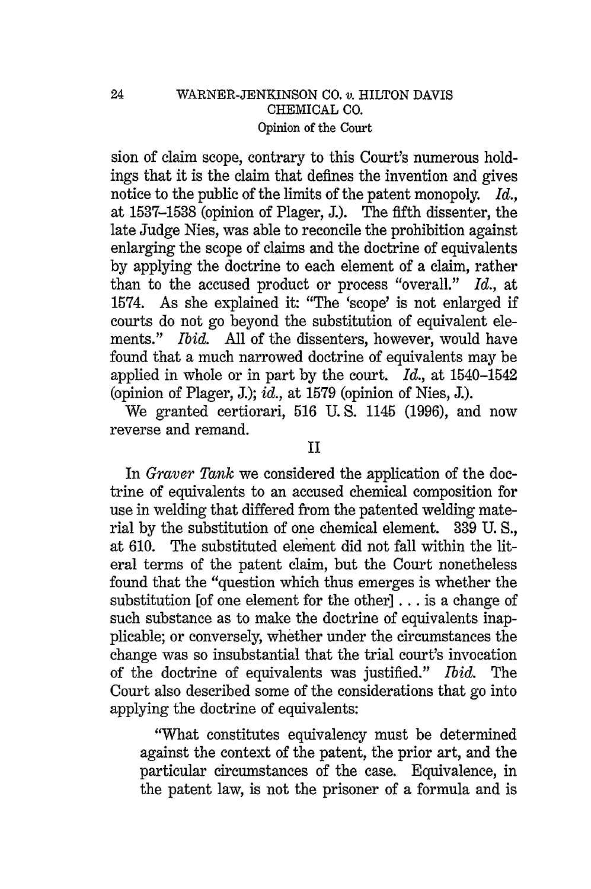sion of claim scope, contrary to this Court's numerous holdings that it is the claim that defines the invention and gives notice to the public of the limits of the patent monopoly. *Id.*, at 1537–1538 (opinion of Plager, J.). The fifth dissenter, the late Judge Nies, was able to reconcile the prohibition against enlarging the scope of claims and the doctrine of equivalents by applying the doctrine to each element of a claim, rather than to the accused product or process "overall." *Id.*, at 1574. As she explained it: "The 'scope' is not enlarged if courts do not go beyond the substitution of equivalent elements." *Ibid.* All of the dissenters, however, would have found that a much narrowed doctrine of equivalents may be applied in whole or in part by the court. *Id.*, at 1540–1542 (opinion of Plager, J.); *id.*, at 1579 (opinion of Nies, J.).

We granted certiorari, 516 U. S. 1145 (1996), and now reverse and remand.

## II

In *Graver Tank* we considered the application of the doctrine of equivalents to an accused chemical composition for use in welding that differed from the patented welding material by the substitution of one chemical element. 339 U. S., at 610. The substituted element did not fall within the literal terms of the patent claim, but the Court nonetheless found that the "question which thus emerges is whether the substitution [of one element for the other] . . . is a change of such substance as to make the doctrine of equivalents inapplicable; or conversely, whether under the circumstances the change was so insubstantial that the trial court's invocation of the doctrine of equivalents was justified." *Ibid.* The Court also described some of the considerations that go into applying the doctrine of equivalents:

> "What constitutes equivalency must be determined against the context of the patent, the prior art, and the particular circumstances of the case. Equivalence, in the patent law, is not the prisoner of a formula and is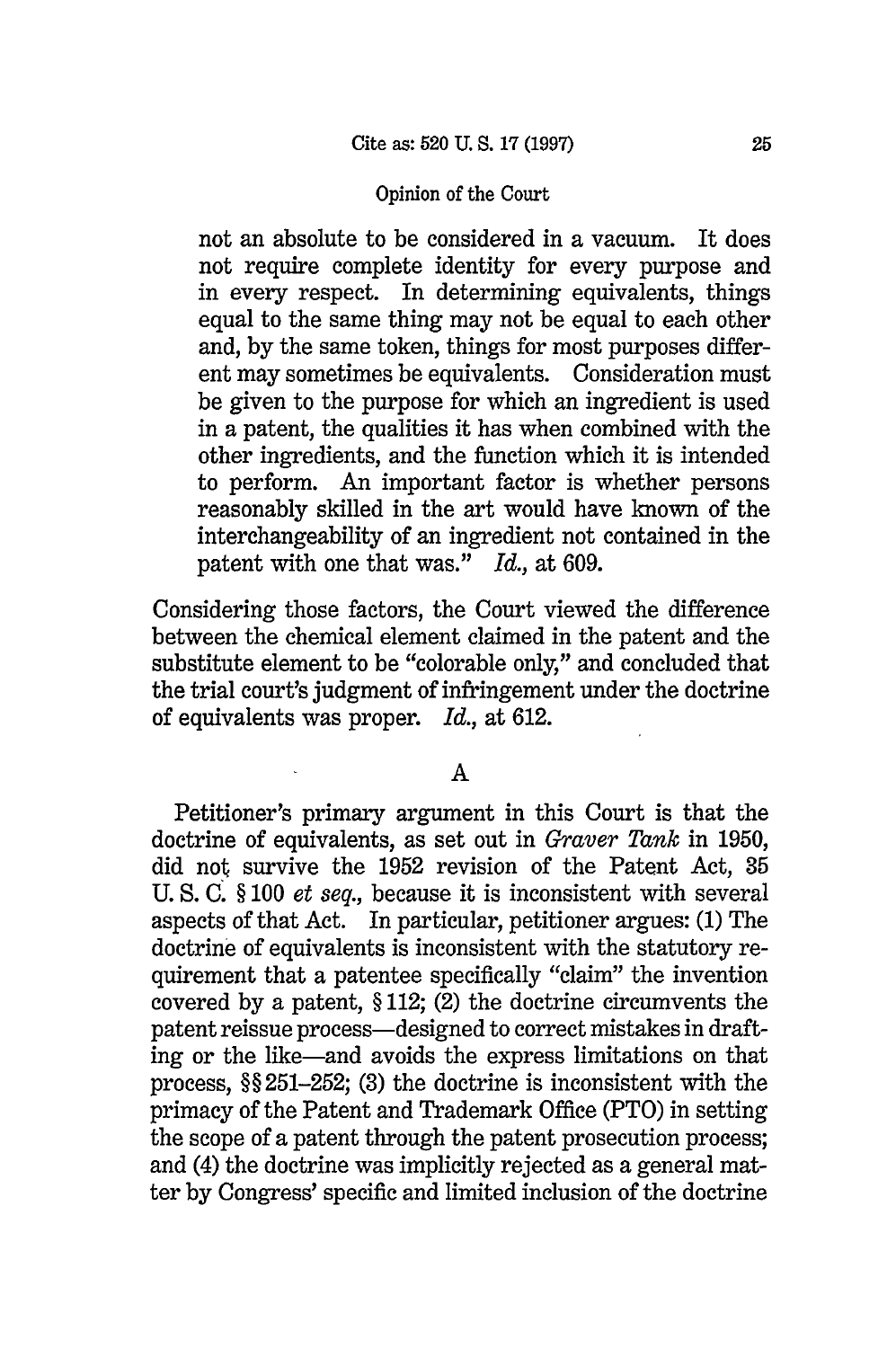not an absolute to be considered in a vacuum. It does not require complete identity for every purpose and in every respect. In determining equivalents, things equal to the same thing may not be equal to each other and, by the same token, things for most purposes different may sometimes be equivalents. Consideration must be given to the purpose for which an ingredient is used in a patent, the qualities it has when combined with the other ingredients, and the function which it is intended to perform. An important factor is whether persons reasonably skilled in the art would have known of the interchangeability of an ingredient not contained in the patent with one that was." *Id.*, at 609.

Considering those factors, the Court viewed the difference between the chemical element claimed in the patent and the substitute element to be "colorable only," and concluded that the trial court's judgment of infringement under the doctrine of equivalents was proper. *Id.*, at 612.

A

Petitioner's primary argument in this Court is that the doctrine of equivalents, as set out in *Graver Tank* in 1950, did not survive the 1952 revision of the Patent Act, 35 U. S. C. § 100 *et seq.*, because it is inconsistent with several aspects of that Act. In particular, petitioner argues: (1) The doctrine of equivalents is inconsistent with the statutory requirement that a patentee specifically "claim" the invention covered by a patent, § 112; (2) the doctrine circumvents the patent reissue process—designed to correct mistakes in drafting or the like—and avoids the express limitations on that process, §§ 251–252; (3) the doctrine is inconsistent with the primacy of the Patent and Trademark Office (PTO) in setting the scope of a patent through the patent prosecution process; and (4) the doctrine was implicitly rejected as a general matter by Congress' specific and limited inclusion of the doctrine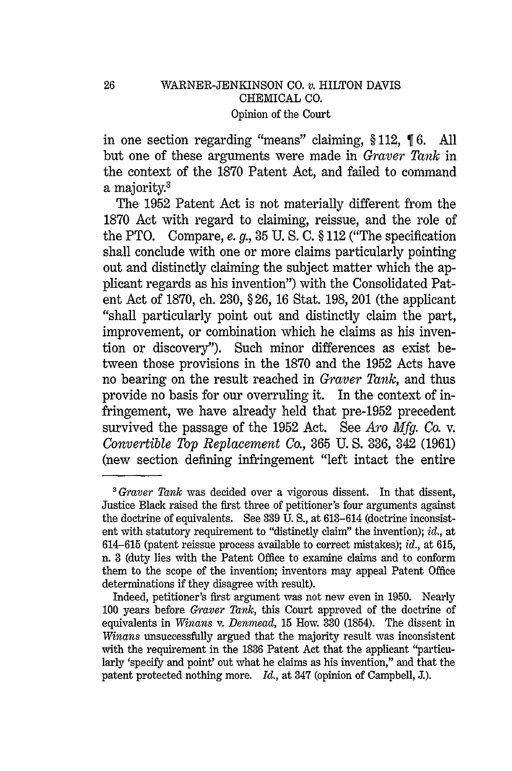in one section regarding "means" claiming, § 112, ¶ 6. All but one of these arguments were made in *Graver Tank* in the context of the 1870 Patent Act, and failed to command a majority.[3]

The 1952 Patent Act is not materially different from the 1870 Act with regard to claiming, reissue, and the role of the PTO. Compare, *e. g.*, 35 U. S. C. § 112 ("The specification shall conclude with one or more claims particularly pointing out and distinctly claiming the subject matter which the applicant regards as his invention") with the Consolidated Patent Act of 1870, ch. 230, § 26, 16 Stat. 198, 201 (the applicant "shall particularly point out and distinctly claim the part, improvement, or combination which he claims as his invention or discovery"). Such minor differences as exist between those provisions in the 1870 and the 1952 Acts have no bearing on the result reached in *Graver Tank*, and thus provide no basis for our overruling it. In the context of infringement, we have already held that pre-1952 precedent survived the passage of the 1952 Act. See *Aro Mfg. Co.* v. *Convertible Top Replacement Co.*, 365 U. S. 336, 342 (1961) (new section defining infringement "left intact the entire

---

[3] *Graver Tank* was decided over a vigorous dissent. In that dissent, Justice Black raised the first three of petitioner's four arguments against the doctrine of equivalents. See 339 U. S., at 613–614 (doctrine inconsistent with statutory requirement to "distinctly claim" the invention); *id.*, at 614–615 (patent reissue process available to correct mistakes); *id.*, at 615, n. 3 (duty lies with the Patent Office to examine claims and to conform them to the scope of the invention; inventors may appeal Patent Office determinations if they disagree with result).

Indeed, petitioner's first argument was not new even in 1950. Nearly 100 years before *Graver Tank*, this Court approved of the doctrine of equivalents in *Winans* v. *Denmead*, 15 How. 330 (1854). The dissent in *Winans* unsuccessfully argued that the majority result was inconsistent with the requirement in the 1836 Patent Act that the applicant "particularly 'specify and point' out what he claims as his invention," and that the patent protected nothing more. *Id.*, at 347 (opinion of Campbell, J.).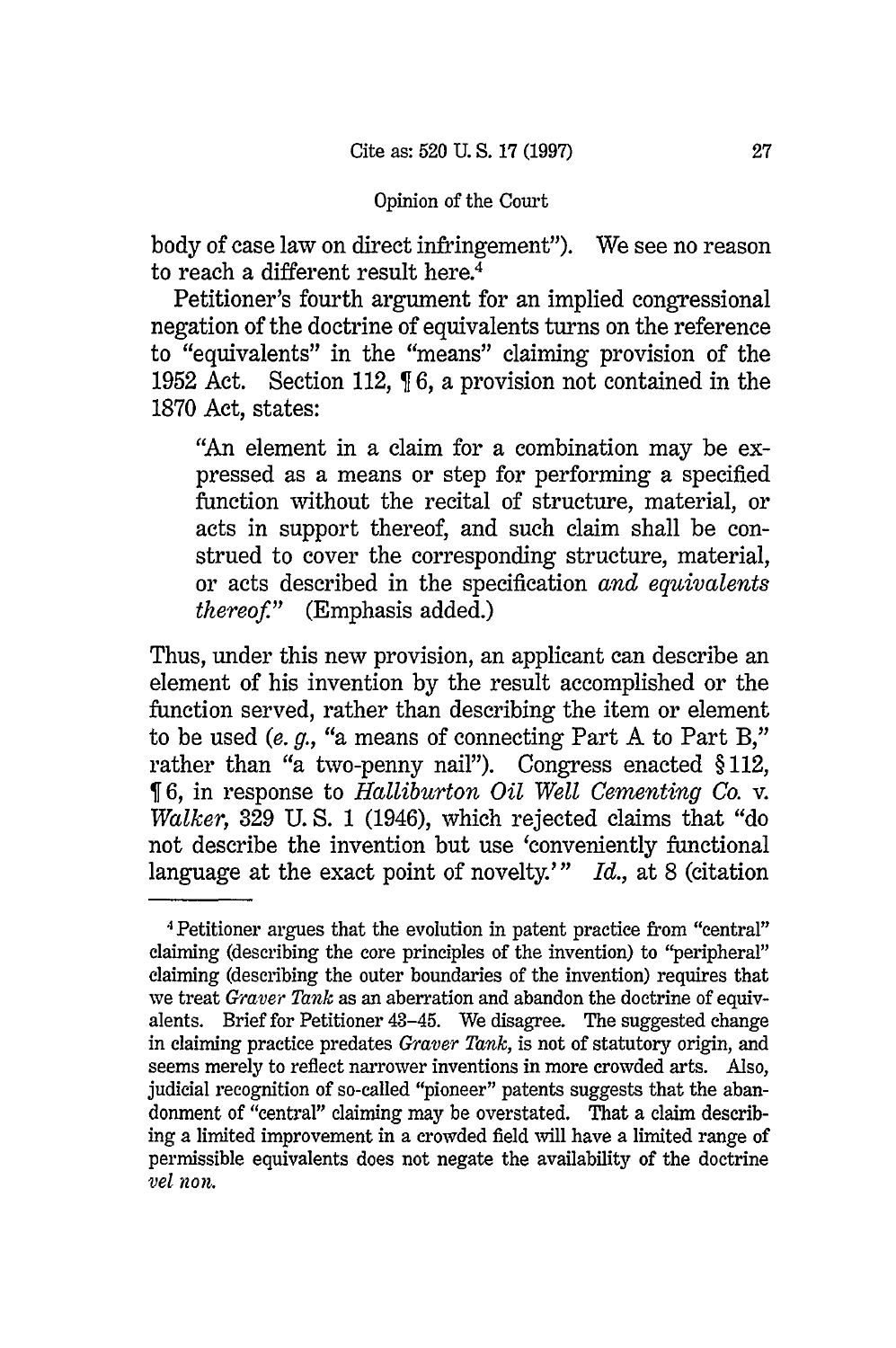body of case law on direct infringement"). We see no reason to reach a different result here.[4]

Petitioner's fourth argument for an implied congressional negation of the doctrine of equivalents turns on the reference to "equivalents" in the "means" claiming provision of the 1952 Act. Section 112, ¶ 6, a provision not contained in the 1870 Act, states:

> "An element in a claim for a combination may be expressed as a means or step for performing a specified function without the recital of structure, material, or acts in support thereof, and such claim shall be construed to cover the corresponding structure, material, or acts described in the specification *and equivalents thereof.*" (Emphasis added.)

Thus, under this new provision, an applicant can describe an element of his invention by the result accomplished or the function served, rather than describing the item or element to be used (*e. g.,* "a means of connecting Part A to Part B," rather than "a two-penny nail"). Congress enacted § 112, ¶ 6, in response to *Halliburton Oil Well Cementing Co.* v. *Walker,* 329 U. S. 1 (1946), which rejected claims that "do not describe the invention but use 'conveniently functional language at the exact point of novelty.'" *Id.,* at 8 (citation

---

[4] Petitioner argues that the evolution in patent practice from "central" claiming (describing the core principles of the invention) to "peripheral" claiming (describing the outer boundaries of the invention) requires that we treat *Graver Tank* as an aberration and abandon the doctrine of equivalents. Brief for Petitioner 43–45. We disagree. The suggested change in claiming practice predates *Graver Tank,* is not of statutory origin, and seems merely to reflect narrower inventions in more crowded arts. Also, judicial recognition of so-called "pioneer" patents suggests that the abandonment of "central" claiming may be overstated. That a claim describing a limited improvement in a crowded field will have a limited range of permissible equivalents does not negate the availability of the doctrine *vel non.*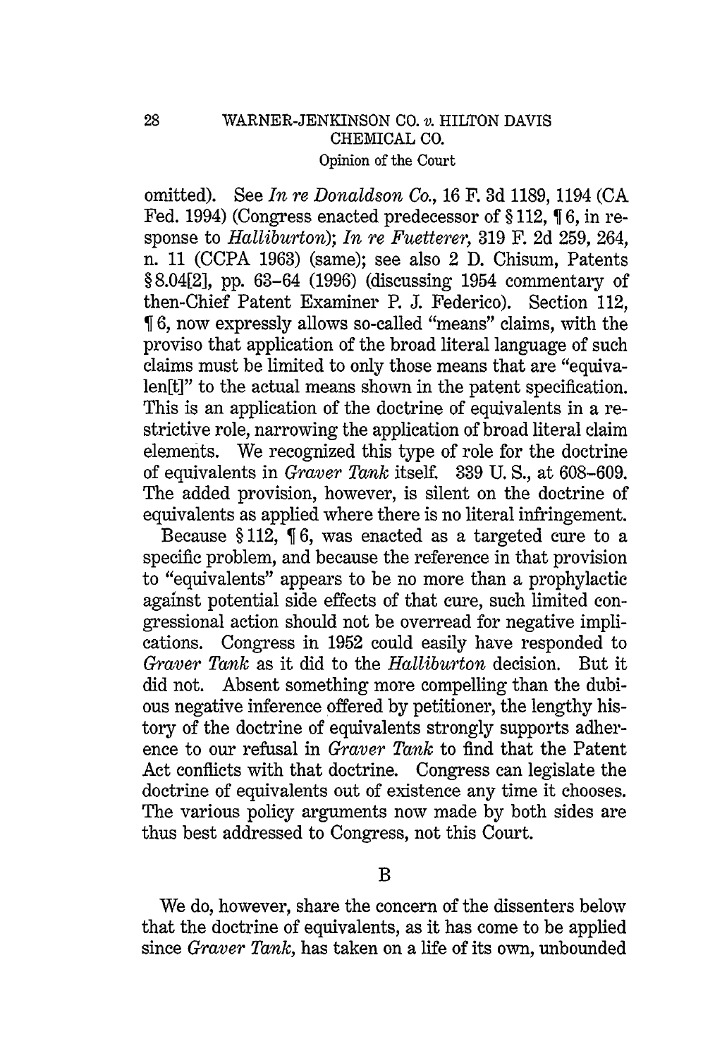omitted). See *In re Donaldson Co.*, 16 F. 3d 1189, 1194 (CA Fed. 1994) (Congress enacted predecessor of § 112, ¶ 6, in response to *Halliburton*); *In re Fuetterer*, 319 F. 2d 259, 264, n. 11 (CCPA 1963) (same); see also 2 D. Chisum, Patents § 8.04[2], pp. 63–64 (1996) (discussing 1954 commentary of then-Chief Patent Examiner P. J. Federico). Section 112, ¶ 6, now expressly allows so-called "means" claims, with the proviso that application of the broad literal language of such claims must be limited to only those means that are "equivalen[t]" to the actual means shown in the patent specification. This is an application of the doctrine of equivalents in a restrictive role, narrowing the application of broad literal claim elements. We recognized this type of role for the doctrine of equivalents in *Graver Tank* itself. 339 U. S., at 608–609. The added provision, however, is silent on the doctrine of equivalents as applied where there is no literal infringement.

Because § 112, ¶ 6, was enacted as a targeted cure to a specific problem, and because the reference in that provision to "equivalents" appears to be no more than a prophylactic against potential side effects of that cure, such limited congressional action should not be overread for negative implications. Congress in 1952 could easily have responded to *Graver Tank* as it did to the *Halliburton* decision. But it did not. Absent something more compelling than the dubious negative inference offered by petitioner, the lengthy history of the doctrine of equivalents strongly supports adherence to our refusal in *Graver Tank* to find that the Patent Act conflicts with that doctrine. Congress can legislate the doctrine of equivalents out of existence any time it chooses. The various policy arguments now made by both sides are thus best addressed to Congress, not this Court.

## B

We do, however, share the concern of the dissenters below that the doctrine of equivalents, as it has come to be applied since *Graver Tank*, has taken on a life of its own, unbounded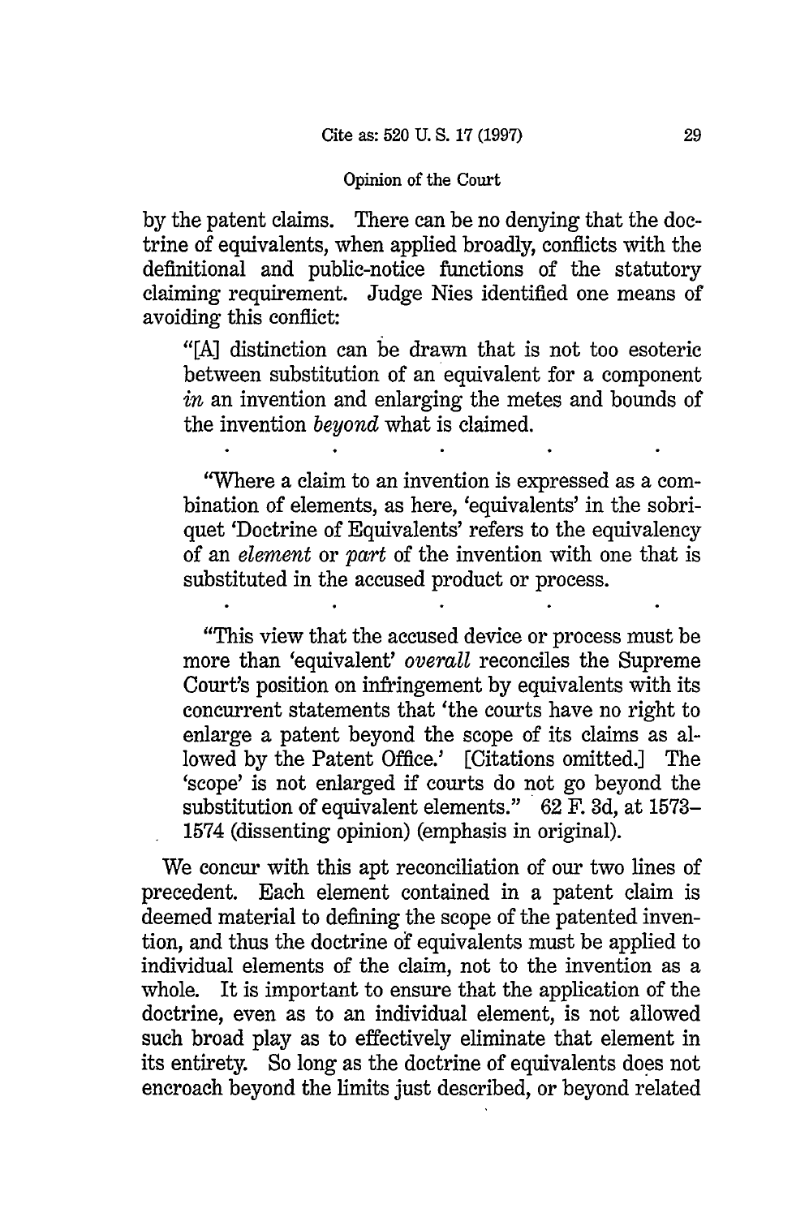by the patent claims. There can be no denying that the doctrine of equivalents, when applied broadly, conflicts with the definitional and public-notice functions of the statutory claiming requirement. Judge Nies identified one means of avoiding this conflict:

> "[A] distinction can be drawn that is not too esoteric between substitution of an equivalent for a component *in* an invention and enlarging the metes and bounds of the invention *beyond* what is claimed.
>
> . . . . .
>
> "Where a claim to an invention is expressed as a combination of elements, as here, 'equivalents' in the sobriquet 'Doctrine of Equivalents' refers to the equivalency of an *element* or *part* of the invention with one that is substituted in the accused product or process.
>
> . . . . .
>
> "This view that the accused device or process must be more than 'equivalent' *overall* reconciles the Supreme Court's position on infringement by equivalents with its concurrent statements that 'the courts have no right to enlarge a patent beyond the scope of its claims as allowed by the Patent Office.' [Citations omitted.] The 'scope' is not enlarged if courts do not go beyond the substitution of equivalent elements." 62 F. 3d, at 1573–1574 (dissenting opinion) (emphasis in original).

We concur with this apt reconciliation of our two lines of precedent. Each element contained in a patent claim is deemed material to defining the scope of the patented invention, and thus the doctrine of equivalents must be applied to individual elements of the claim, not to the invention as a whole. It is important to ensure that the application of the doctrine, even as to an individual element, is not allowed such broad play as to effectively eliminate that element in its entirety. So long as the doctrine of equivalents does not encroach beyond the limits just described, or beyond related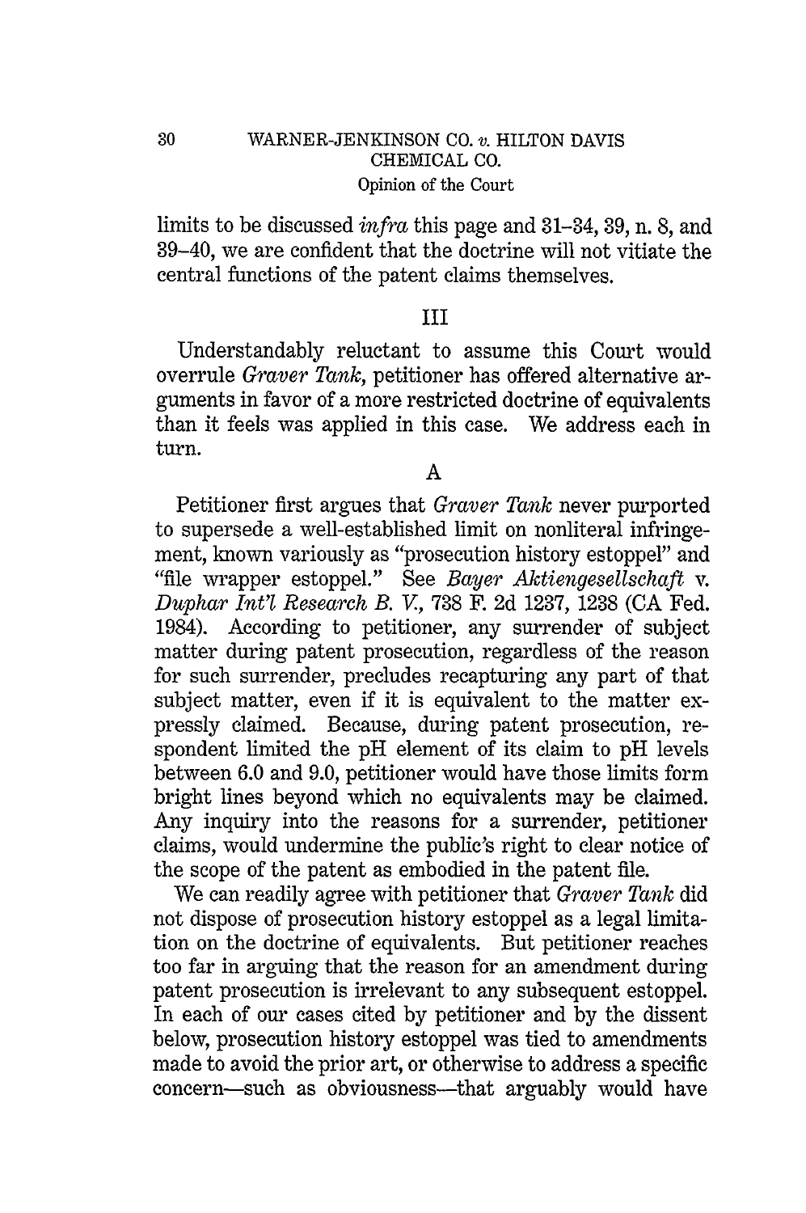limits to be discussed *infra* this page and 31–34, 39, n. 8, and 39–40, we are confident that the doctrine will not vitiate the central functions of the patent claims themselves.

## III

Understandably reluctant to assume this Court would overrule *Graver Tank*, petitioner has offered alternative arguments in favor of a more restricted doctrine of equivalents than it feels was applied in this case. We address each in turn.

### A

Petitioner first argues that *Graver Tank* never purported to supersede a well-established limit on nonliteral infringement, known variously as "prosecution history estoppel" and "file wrapper estoppel." See *Bayer Aktiengesellschaft* v. *Duphar Int'l Research B. V.*, 738 F. 2d 1237, 1238 (CA Fed. 1984). According to petitioner, any surrender of subject matter during patent prosecution, regardless of the reason for such surrender, precludes recapturing any part of that subject matter, even if it is equivalent to the matter expressly claimed. Because, during patent prosecution, respondent limited the pH element of its claim to pH levels between 6.0 and 9.0, petitioner would have those limits form bright lines beyond which no equivalents may be claimed. Any inquiry into the reasons for a surrender, petitioner claims, would undermine the public's right to clear notice of the scope of the patent as embodied in the patent file.

We can readily agree with petitioner that *Graver Tank* did not dispose of prosecution history estoppel as a legal limitation on the doctrine of equivalents. But petitioner reaches too far in arguing that the reason for an amendment during patent prosecution is irrelevant to any subsequent estoppel. In each of our cases cited by petitioner and by the dissent below, prosecution history estoppel was tied to amendments made to avoid the prior art, or otherwise to address a specific concern—such as obviousness—that arguably would have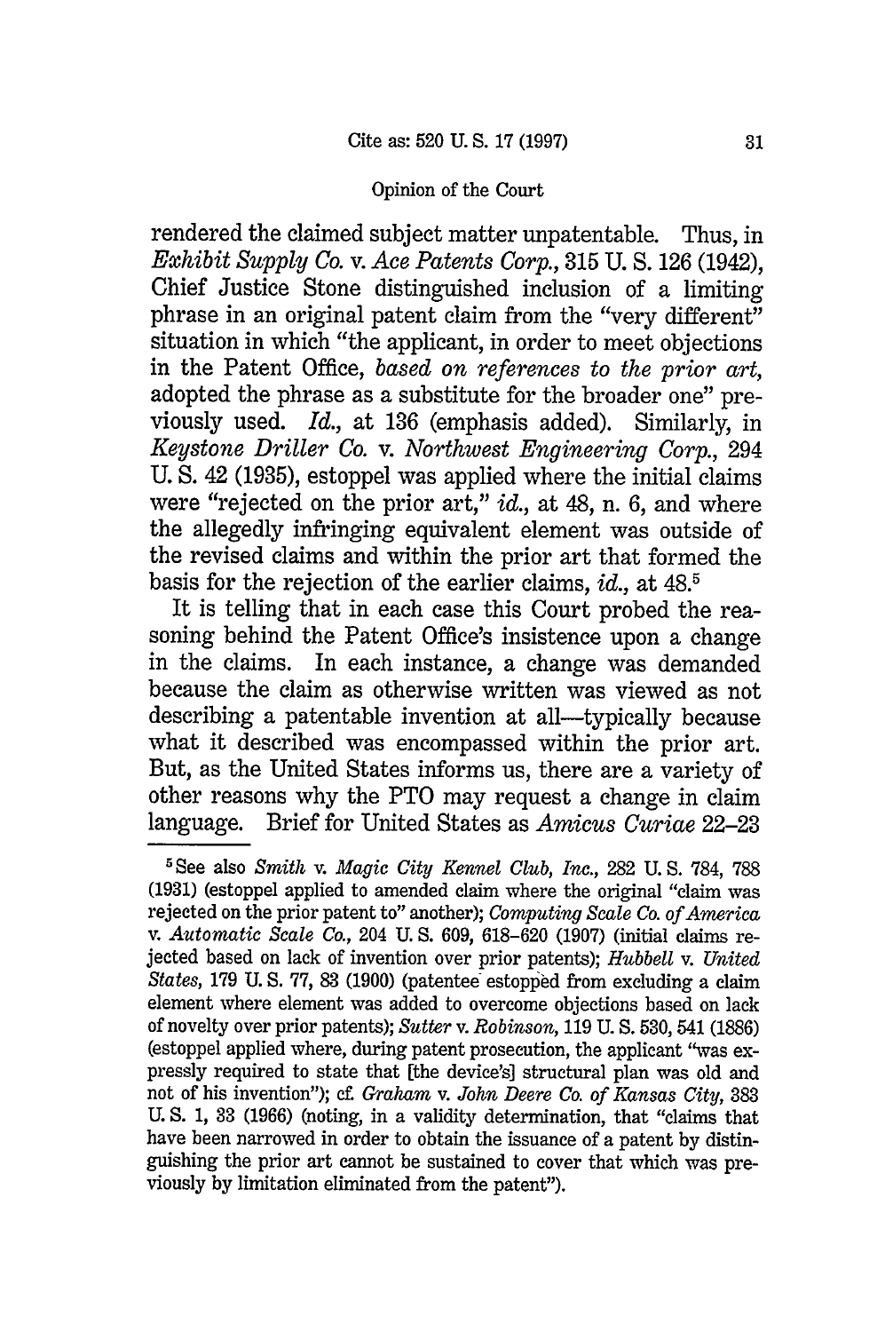rendered the claimed subject matter unpatentable. Thus, in *Exhibit Supply Co.* v. *Ace Patents Corp.*, 315 U. S. 126 (1942), Chief Justice Stone distinguished inclusion of a limiting phrase in an original patent claim from the "very different" situation in which "the applicant, in order to meet objections in the Patent Office, *based on references to the prior art*, adopted the phrase as a substitute for the broader one" previously used. *Id.*, at 136 (emphasis added). Similarly, in *Keystone Driller Co.* v. *Northwest Engineering Corp.*, 294 U. S. 42 (1935), estoppel was applied where the initial claims were "rejected on the prior art," *id.*, at 48, n. 6, and where the allegedly infringing equivalent element was outside of the revised claims and within the prior art that formed the basis for the rejection of the earlier claims, *id.*, at 48.[5]

It is telling that in each case this Court probed the reasoning behind the Patent Office's insistence upon a change in the claims. In each instance, a change was demanded because the claim as otherwise written was viewed as not describing a patentable invention at all—typically because what it described was encompassed within the prior art. But, as the United States informs us, there are a variety of other reasons why the PTO may request a change in claim language. Brief for United States as *Amicus Curiae* 22–23

---

[5] See also *Smith* v. *Magic City Kennel Club, Inc.*, 282 U. S. 784, 788 (1931) (estoppel applied to amended claim where the original "claim was rejected on the prior patent to" another); *Computing Scale Co. of America* v. *Automatic Scale Co.*, 204 U. S. 609, 618–620 (1907) (initial claims rejected based on lack of invention over prior patents); *Hubbell* v. *United States*, 179 U. S. 77, 83 (1900) (patentee estopped from excluding a claim element where element was added to overcome objections based on lack of novelty over prior patents); *Sutter* v. *Robinson*, 119 U. S. 530, 541 (1886) (estoppel applied where, during patent prosecution, the applicant "was expressly required to state that [the device's] structural plan was old and not of his invention"); cf. *Graham* v. *John Deere Co. of Kansas City*, 383 U. S. 1, 33 (1966) (noting, in a validity determination, that "claims that have been narrowed in order to obtain the issuance of a patent by distinguishing the prior art cannot be sustained to cover that which was previously by limitation eliminated from the patent").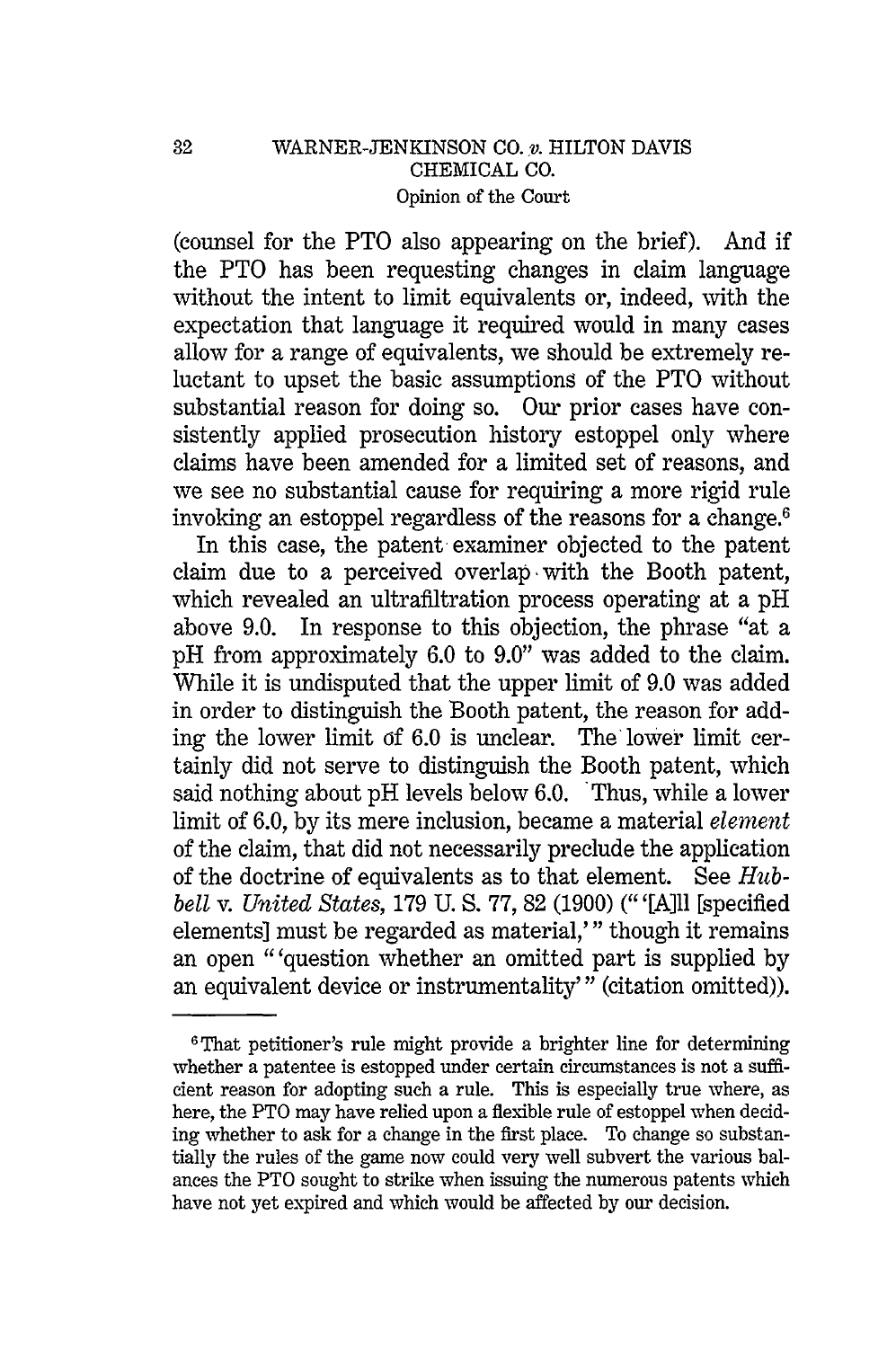(counsel for the PTO also appearing on the brief). And if the PTO has been requesting changes in claim language without the intent to limit equivalents or, indeed, with the expectation that language it required would in many cases allow for a range of equivalents, we should be extremely reluctant to upset the basic assumptions of the PTO without substantial reason for doing so. Our prior cases have consistently applied prosecution history estoppel only where claims have been amended for a limited set of reasons, and we see no substantial cause for requiring a more rigid rule invoking an estoppel regardless of the reasons for a change.[6]

In this case, the patent examiner objected to the patent claim due to a perceived overlap with the Booth patent, which revealed an ultrafiltration process operating at a pH above 9.0. In response to this objection, the phrase "at a pH from approximately 6.0 to 9.0" was added to the claim. While it is undisputed that the upper limit of 9.0 was added in order to distinguish the Booth patent, the reason for adding the lower limit of 6.0 is unclear. The lower limit certainly did not serve to distinguish the Booth patent, which said nothing about pH levels below 6.0. Thus, while a lower limit of 6.0, by its mere inclusion, became a material *element* of the claim, that did not necessarily preclude the application of the doctrine of equivalents as to that element. See *Hubbell* v. *United States*, 179 U. S. 77, 82 (1900) ("'[A]ll [specified elements] must be regarded as material,'" though it remains an open "'question whether an omitted part is supplied by an equivalent device or instrumentality'" (citation omitted)).

---

[6] That petitioner's rule might provide a brighter line for determining whether a patentee is estopped under certain circumstances is not a sufficient reason for adopting such a rule. This is especially true where, as here, the PTO may have relied upon a flexible rule of estoppel when deciding whether to ask for a change in the first place. To change so substantially the rules of the game now could very well subvert the various balances the PTO sought to strike when issuing the numerous patents which have not yet expired and which would be affected by our decision.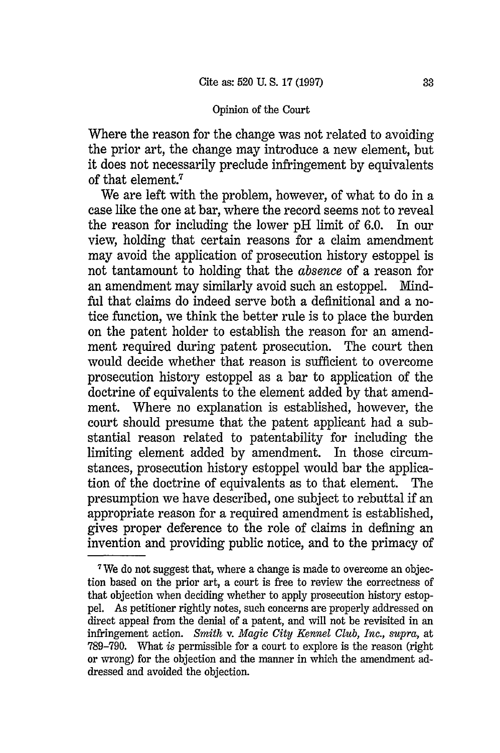Where the reason for the change was not related to avoiding the prior art, the change may introduce a new element, but it does not necessarily preclude infringement by equivalents of that element.[7]

We are left with the problem, however, of what to do in a case like the one at bar, where the record seems not to reveal the reason for including the lower pH limit of 6.0. In our view, holding that certain reasons for a claim amendment may avoid the application of prosecution history estoppel is not tantamount to holding that the *absence* of a reason for an amendment may similarly avoid such an estoppel. Mindful that claims do indeed serve both a definitional and a notice function, we think the better rule is to place the burden on the patent holder to establish the reason for an amendment required during patent prosecution. The court then would decide whether that reason is sufficient to overcome prosecution history estoppel as a bar to application of the doctrine of equivalents to the element added by that amendment. Where no explanation is established, however, the court should presume that the patent applicant had a substantial reason related to patentability for including the limiting element added by amendment. In those circumstances, prosecution history estoppel would bar the application of the doctrine of equivalents as to that element. The presumption we have described, one subject to rebuttal if an appropriate reason for a required amendment is established, gives proper deference to the role of claims in defining an invention and providing public notice, and to the primacy of

---

[7] We do not suggest that, where a change is made to overcome an objection based on the prior art, a court is free to review the correctness of that objection when deciding whether to apply prosecution history estoppel. As petitioner rightly notes, such concerns are properly addressed on direct appeal from the denial of a patent, and will not be revisited in an infringement action. *Smith* v. *Magic City Kennel Club, Inc., supra,* at 789–790. What *is* permissible for a court to explore is the reason (right or wrong) for the objection and the manner in which the amendment addressed and avoided the objection.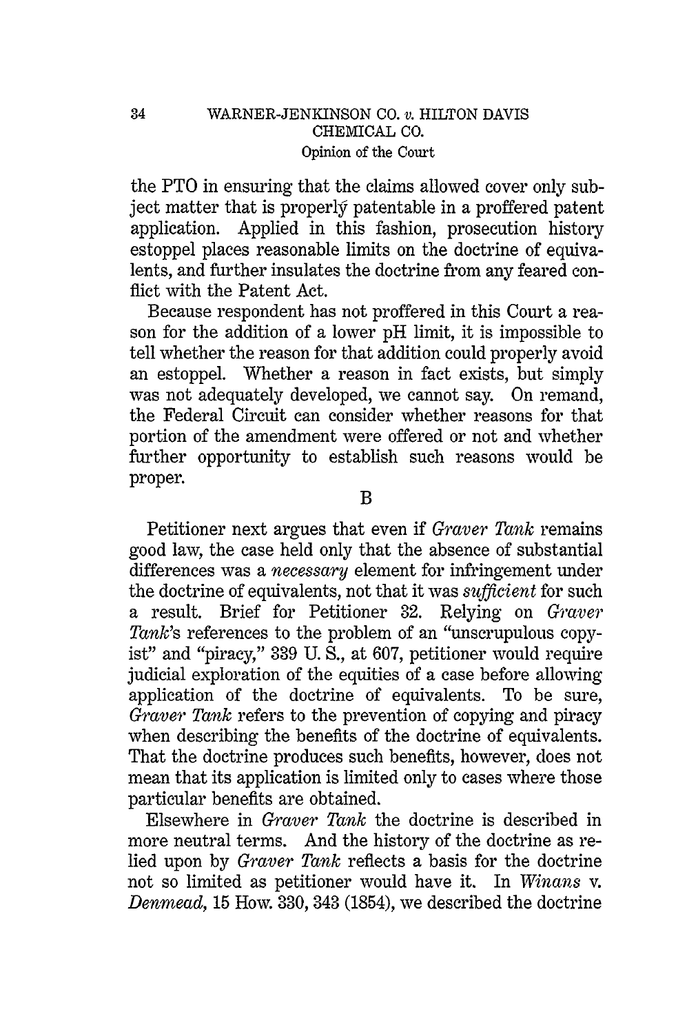the PTO in ensuring that the claims allowed cover only subject matter that is properly patentable in a proffered patent application. Applied in this fashion, prosecution history estoppel places reasonable limits on the doctrine of equivalents, and further insulates the doctrine from any feared conflict with the Patent Act.

Because respondent has not proffered in this Court a reason for the addition of a lower pH limit, it is impossible to tell whether the reason for that addition could properly avoid an estoppel. Whether a reason in fact exists, but simply was not adequately developed, we cannot say. On remand, the Federal Circuit can consider whether reasons for that portion of the amendment were offered or not and whether further opportunity to establish such reasons would be proper.

### B

Petitioner next argues that even if *Graver Tank* remains good law, the case held only that the absence of substantial differences was a *necessary* element for infringement under the doctrine of equivalents, not that it was *sufficient* for such a result. Brief for Petitioner 32. Relying on *Graver Tank*'s references to the problem of an "unscrupulous copyist" and "piracy," 339 U. S., at 607, petitioner would require judicial exploration of the equities of a case before allowing application of the doctrine of equivalents. To be sure, *Graver Tank* refers to the prevention of copying and piracy when describing the benefits of the doctrine of equivalents. That the doctrine produces such benefits, however, does not mean that its application is limited only to cases where those particular benefits are obtained.

Elsewhere in *Graver Tank* the doctrine is described in more neutral terms. And the history of the doctrine as relied upon by *Graver Tank* reflects a basis for the doctrine not so limited as petitioner would have it. In *Winans* v. *Denmead*, 15 How. 330, 343 (1854), we described the doctrine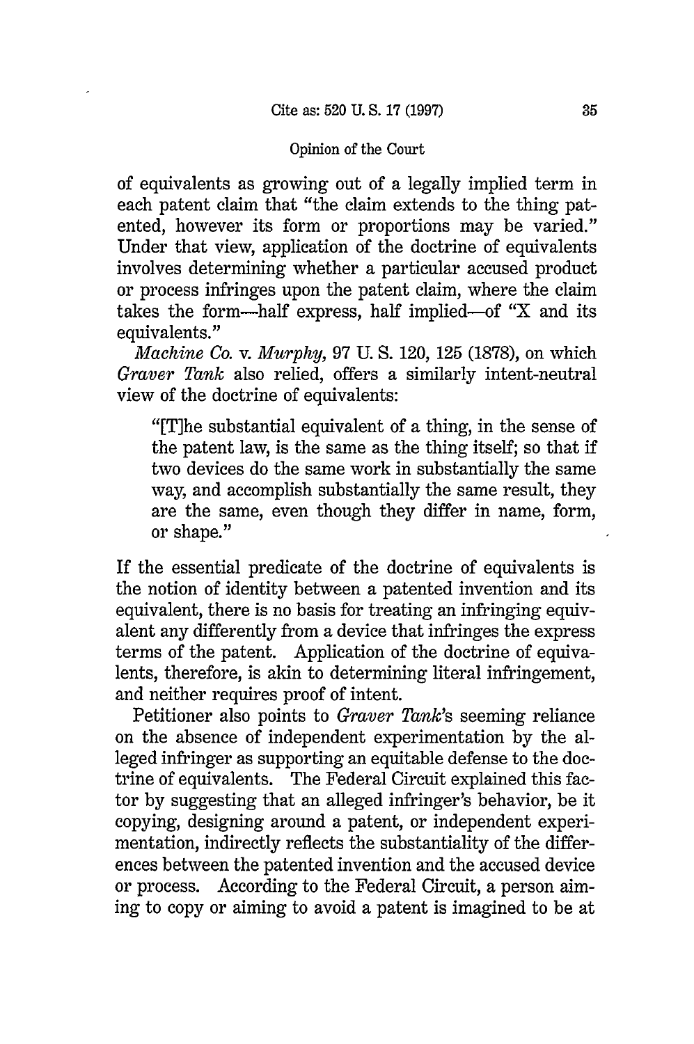of equivalents as growing out of a legally implied term in each patent claim that "the claim extends to the thing patented, however its form or proportions may be varied." Under that view, application of the doctrine of equivalents involves determining whether a particular accused product or process infringes upon the patent claim, where the claim takes the form—half express, half implied—of "X and its equivalents."

*Machine Co.* v. *Murphy*, 97 U. S. 120, 125 (1878), on which *Graver Tank* also relied, offers a similarly intent-neutral view of the doctrine of equivalents:

> "[T]he substantial equivalent of a thing, in the sense of the patent law, is the same as the thing itself; so that if two devices do the same work in substantially the same way, and accomplish substantially the same result, they are the same, even though they differ in name, form, or shape."

If the essential predicate of the doctrine of equivalents is the notion of identity between a patented invention and its equivalent, there is no basis for treating an infringing equivalent any differently from a device that infringes the express terms of the patent. Application of the doctrine of equivalents, therefore, is akin to determining literal infringement, and neither requires proof of intent.

Petitioner also points to *Graver Tank*'s seeming reliance on the absence of independent experimentation by the alleged infringer as supporting an equitable defense to the doctrine of equivalents. The Federal Circuit explained this factor by suggesting that an alleged infringer's behavior, be it copying, designing around a patent, or independent experimentation, indirectly reflects the substantiality of the differences between the patented invention and the accused device or process. According to the Federal Circuit, a person aiming to copy or aiming to avoid a patent is imagined to be at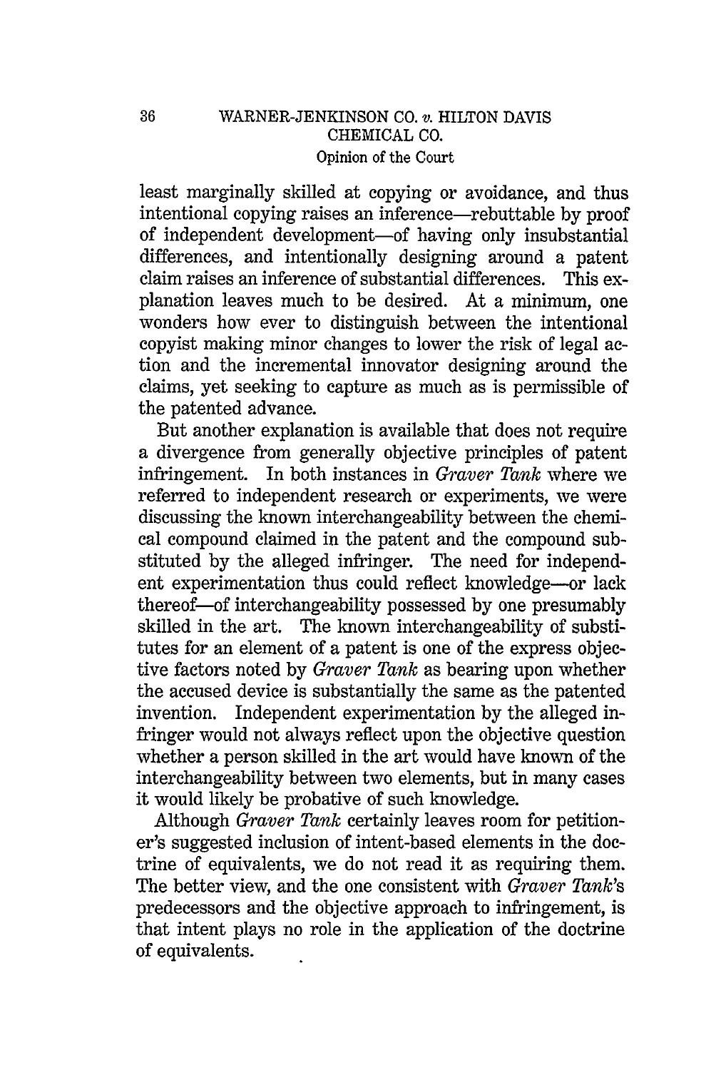least marginally skilled at copying or avoidance, and thus intentional copying raises an inference—rebuttable by proof of independent development—of having only insubstantial differences, and intentionally designing around a patent claim raises an inference of substantial differences. This explanation leaves much to be desired. At a minimum, one wonders how ever to distinguish between the intentional copyist making minor changes to lower the risk of legal action and the incremental innovator designing around the claims, yet seeking to capture as much as is permissible of the patented advance.

But another explanation is available that does not require a divergence from generally objective principles of patent infringement. In both instances in *Graver Tank* where we referred to independent research or experiments, we were discussing the known interchangeability between the chemical compound claimed in the patent and the compound substituted by the alleged infringer. The need for independent experimentation thus could reflect knowledge—or lack thereof—of interchangeability possessed by one presumably skilled in the art. The known interchangeability of substitutes for an element of a patent is one of the express objective factors noted by *Graver Tank* as bearing upon whether the accused device is substantially the same as the patented invention. Independent experimentation by the alleged infringer would not always reflect upon the objective question whether a person skilled in the art would have known of the interchangeability between two elements, but in many cases it would likely be probative of such knowledge.

Although *Graver Tank* certainly leaves room for petitioner's suggested inclusion of intent-based elements in the doctrine of equivalents, we do not read it as requiring them. The better view, and the one consistent with *Graver Tank*'s predecessors and the objective approach to infringement, is that intent plays no role in the application of the doctrine of equivalents.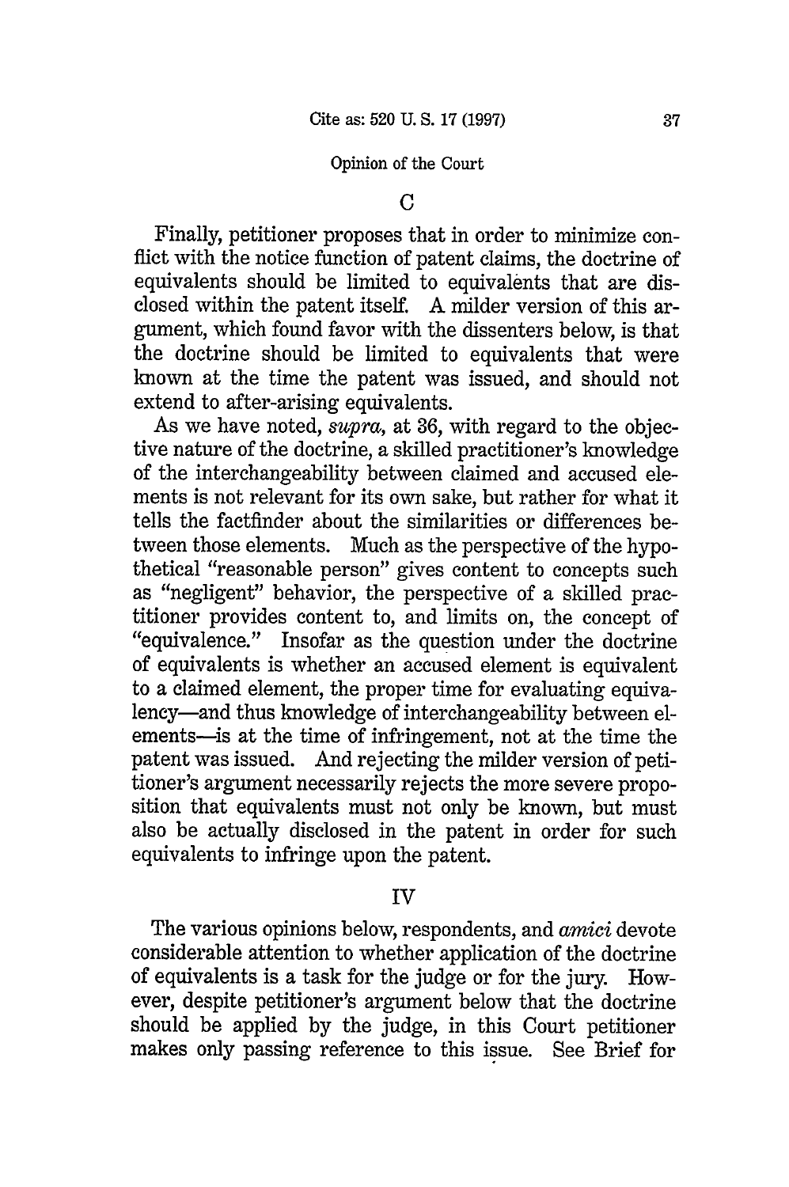### C

Finally, petitioner proposes that in order to minimize conflict with the notice function of patent claims, the doctrine of equivalents should be limited to equivalents that are disclosed within the patent itself. A milder version of this argument, which found favor with the dissenters below, is that the doctrine should be limited to equivalents that were known at the time the patent was issued, and should not extend to after-arising equivalents.

As we have noted, *supra*, at 36, with regard to the objective nature of the doctrine, a skilled practitioner's knowledge of the interchangeability between claimed and accused elements is not relevant for its own sake, but rather for what it tells the factfinder about the similarities or differences between those elements. Much as the perspective of the hypothetical "reasonable person" gives content to concepts such as "negligent" behavior, the perspective of a skilled practitioner provides content to, and limits on, the concept of "equivalence." Insofar as the question under the doctrine of equivalents is whether an accused element is equivalent to a claimed element, the proper time for evaluating equivalency—and thus knowledge of interchangeability between elements—is at the time of infringement, not at the time the patent was issued. And rejecting the milder version of petitioner's argument necessarily rejects the more severe proposition that equivalents must not only be known, but must also be actually disclosed in the patent in order for such equivalents to infringe upon the patent.

## IV

The various opinions below, respondents, and *amici* devote considerable attention to whether application of the doctrine of equivalents is a task for the judge or for the jury. However, despite petitioner's argument below that the doctrine should be applied by the judge, in this Court petitioner makes only passing reference to this issue. See Brief for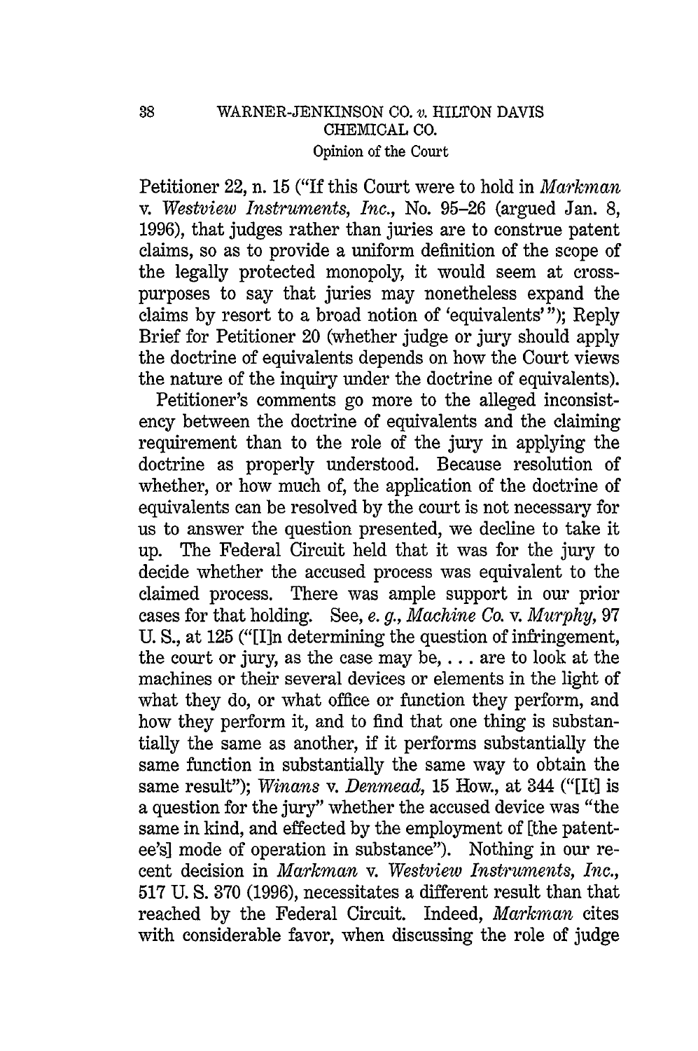Petitioner 22, n. 15 ("If this Court were to hold in *Markman* v. *Westview Instruments, Inc.*, No. 95–26 (argued Jan. 8, 1996), that judges rather than juries are to construe patent claims, so as to provide a uniform definition of the scope of the legally protected monopoly, it would seem at cross-purposes to say that juries may nonetheless expand the claims by resort to a broad notion of 'equivalents' "); Reply Brief for Petitioner 20 (whether judge or jury should apply the doctrine of equivalents depends on how the Court views the nature of the inquiry under the doctrine of equivalents).

Petitioner's comments go more to the alleged inconsistency between the doctrine of equivalents and the claiming requirement than to the role of the jury in applying the doctrine as properly understood. Because resolution of whether, or how much of, the application of the doctrine of equivalents can be resolved by the court is not necessary for us to answer the question presented, we decline to take it up. The Federal Circuit held that it was for the jury to decide whether the accused process was equivalent to the claimed process. There was ample support in our prior cases for that holding. See, *e. g., Machine Co.* v. *Murphy*, 97 U. S., at 125 ("[I]n determining the question of infringement, the court or jury, as the case may be, . . . are to look at the machines or their several devices or elements in the light of what they do, or what office or function they perform, and how they perform it, and to find that one thing is substantially the same as another, if it performs substantially the same function in substantially the same way to obtain the same result"); *Winans* v. *Denmead*, 15 How., at 344 ("[It] is a question for the jury" whether the accused device was "the same in kind, and effected by the employment of [the patentee's] mode of operation in substance"). Nothing in our recent decision in *Markman* v. *Westview Instruments, Inc.*, 517 U. S. 370 (1996), necessitates a different result than that reached by the Federal Circuit. Indeed, *Markman* cites with considerable favor, when discussing the role of judge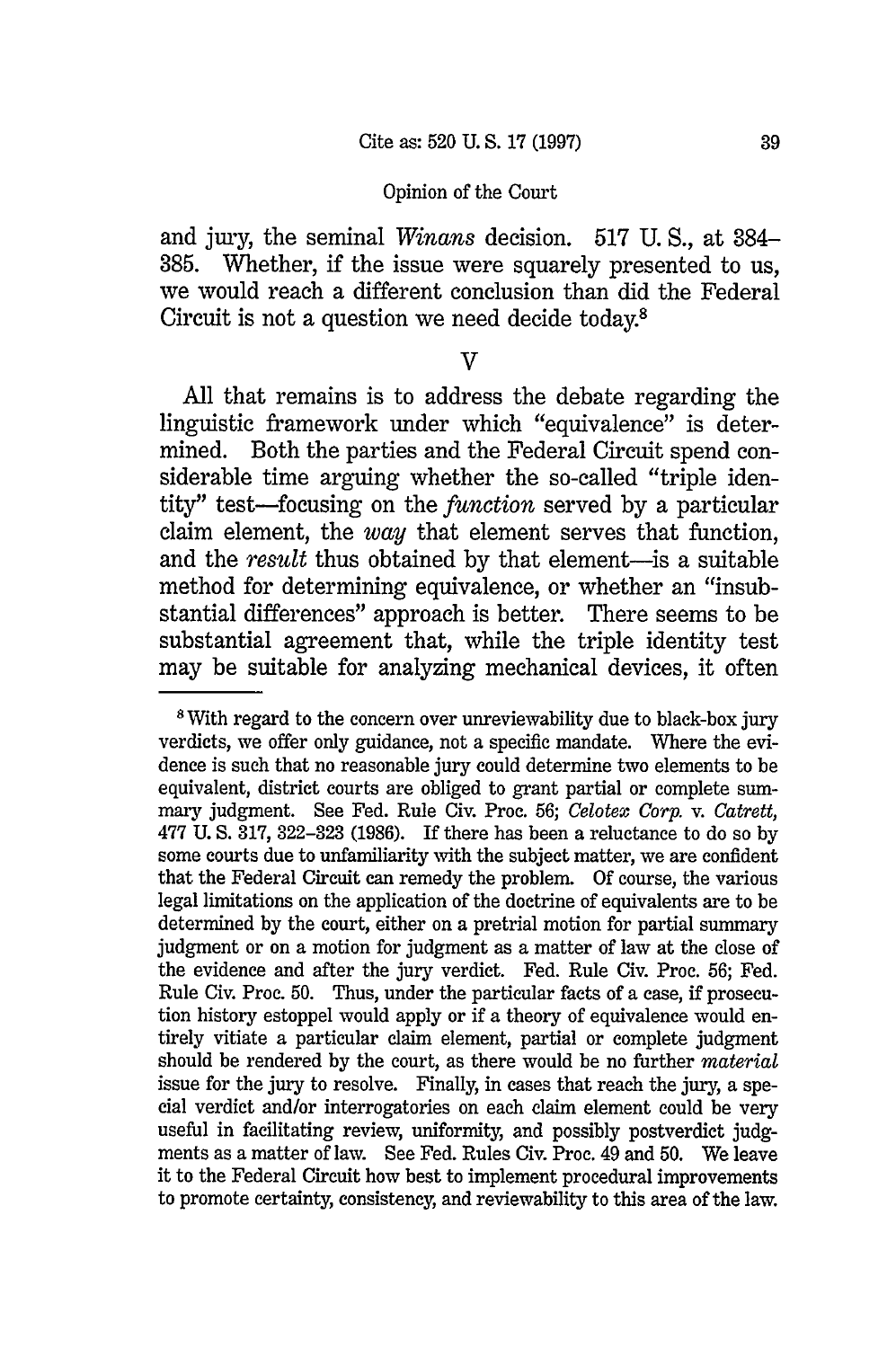and jury, the seminal *Winans* decision. 517 U. S., at 384–385. Whether, if the issue were squarely presented to us, we would reach a different conclusion than did the Federal Circuit is not a question we need decide today.[8]

## V

All that remains is to address the debate regarding the linguistic framework under which "equivalence" is determined. Both the parties and the Federal Circuit spend considerable time arguing whether the so-called "triple identity" test—focusing on the *function* served by a particular claim element, the *way* that element serves that function, and the *result* thus obtained by that element—is a suitable method for determining equivalence, or whether an "insubstantial differences" approach is better. There seems to be substantial agreement that, while the triple identity test may be suitable for analyzing mechanical devices, it often

---

[8] With regard to the concern over unreviewability due to black-box jury verdicts, we offer only guidance, not a specific mandate. Where the evidence is such that no reasonable jury could determine two elements to be equivalent, district courts are obliged to grant partial or complete summary judgment. See Fed. Rule Civ. Proc. 56; *Celotex Corp.* v. *Catrett,* 477 U. S. 317, 322–323 (1986). If there has been a reluctance to do so by some courts due to unfamiliarity with the subject matter, we are confident that the Federal Circuit can remedy the problem. Of course, the various legal limitations on the application of the doctrine of equivalents are to be determined by the court, either on a pretrial motion for partial summary judgment or on a motion for judgment as a matter of law at the close of the evidence and after the jury verdict. Fed. Rule Civ. Proc. 56; Fed. Rule Civ. Proc. 50. Thus, under the particular facts of a case, if prosecution history estoppel would apply or if a theory of equivalence would entirely vitiate a particular claim element, partial or complete judgment should be rendered by the court, as there would be no further *material* issue for the jury to resolve. Finally, in cases that reach the jury, a special verdict and/or interrogatories on each claim element could be very useful in facilitating review, uniformity, and possibly postverdict judgments as a matter of law. See Fed. Rules Civ. Proc. 49 and 50. We leave it to the Federal Circuit how best to implement procedural improvements to promote certainty, consistency, and reviewability to this area of the law.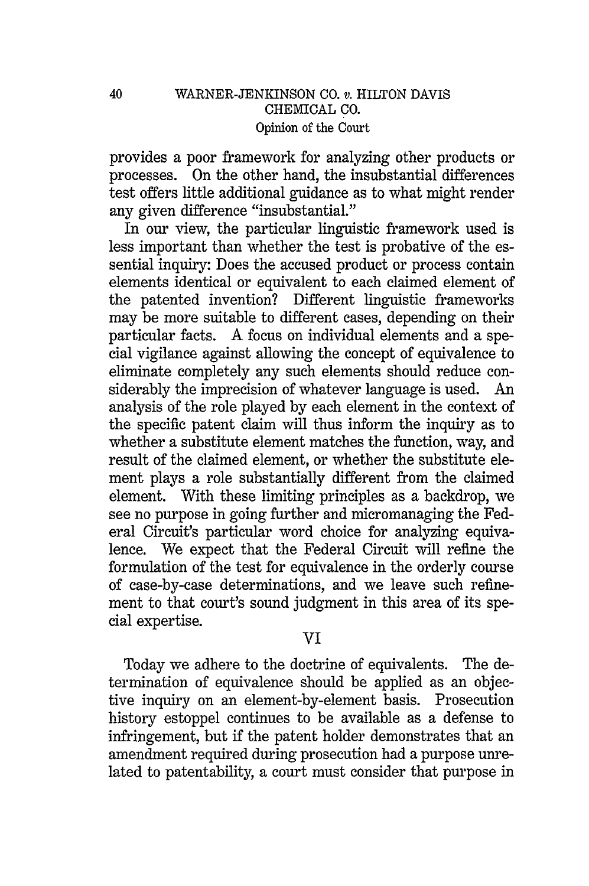provides a poor framework for analyzing other products or processes. On the other hand, the insubstantial differences test offers little additional guidance as to what might render any given difference "insubstantial."

In our view, the particular linguistic framework used is less important than whether the test is probative of the essential inquiry: Does the accused product or process contain elements identical or equivalent to each claimed element of the patented invention? Different linguistic frameworks may be more suitable to different cases, depending on their particular facts. A focus on individual elements and a special vigilance against allowing the concept of equivalence to eliminate completely any such elements should reduce considerably the imprecision of whatever language is used. An analysis of the role played by each element in the context of the specific patent claim will thus inform the inquiry as to whether a substitute element matches the function, way, and result of the claimed element, or whether the substitute element plays a role substantially different from the claimed element. With these limiting principles as a backdrop, we see no purpose in going further and micromanaging the Federal Circuit's particular word choice for analyzing equivalence. We expect that the Federal Circuit will refine the formulation of the test for equivalence in the orderly course of case-by-case determinations, and we leave such refinement to that court's sound judgment in this area of its special expertise.

## VI

Today we adhere to the doctrine of equivalents. The determination of equivalence should be applied as an objective inquiry on an element-by-element basis. Prosecution history estoppel continues to be available as a defense to infringement, but if the patent holder demonstrates that an amendment required during prosecution had a purpose unrelated to patentability, a court must consider that purpose in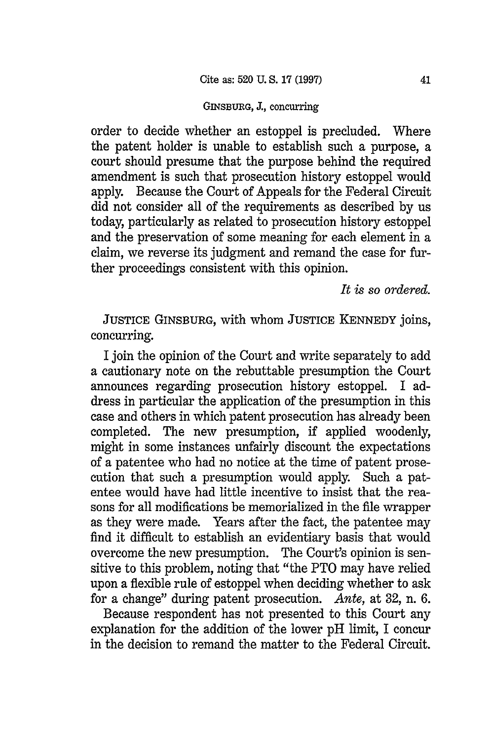order to decide whether an estoppel is precluded. Where the patent holder is unable to establish such a purpose, a court should presume that the purpose behind the required amendment is such that prosecution history estoppel would apply. Because the Court of Appeals for the Federal Circuit did not consider all of the requirements as described by us today, particularly as related to prosecution history estoppel and the preservation of some meaning for each element in a claim, we reverse its judgment and remand the case for further proceedings consistent with this opinion.

*It is so ordered.*

JUSTICE GINSBURG, with whom JUSTICE KENNEDY joins, concurring.

I join the opinion of the Court and write separately to add a cautionary note on the rebuttable presumption the Court announces regarding prosecution history estoppel. I address in particular the application of the presumption in this case and others in which patent prosecution has already been completed. The new presumption, if applied woodenly, might in some instances unfairly discount the expectations of a patentee who had no notice at the time of patent prosecution that such a presumption would apply. Such a patentee would have had little incentive to insist that the reasons for all modifications be memorialized in the file wrapper as they were made. Years after the fact, the patentee may find it difficult to establish an evidentiary basis that would overcome the new presumption. The Court's opinion is sensitive to this problem, noting that "the PTO may have relied upon a flexible rule of estoppel when deciding whether to ask for a change" during patent prosecution. *Ante,* at 32, n. 6.

Because respondent has not presented to this Court any explanation for the addition of the lower pH limit, I concur in the decision to remand the matter to the Federal Circuit.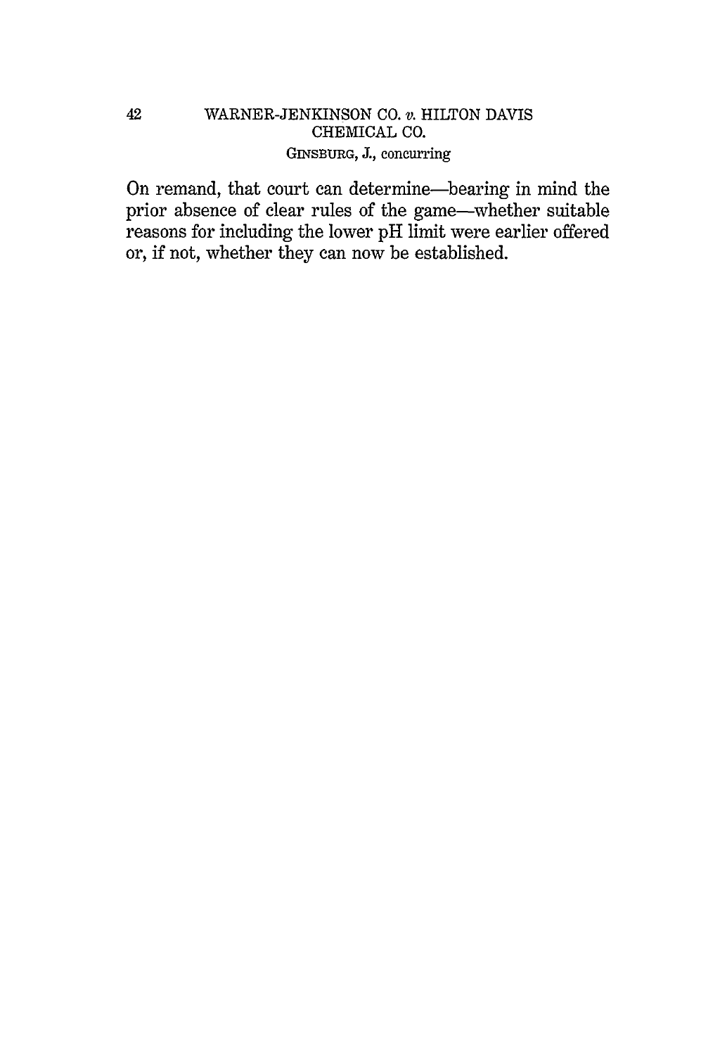On remand, that court can determine—bearing in mind the prior absence of clear rules of the game—whether suitable reasons for including the lower pH limit were earlier offered or, if not, whether they can now be established.